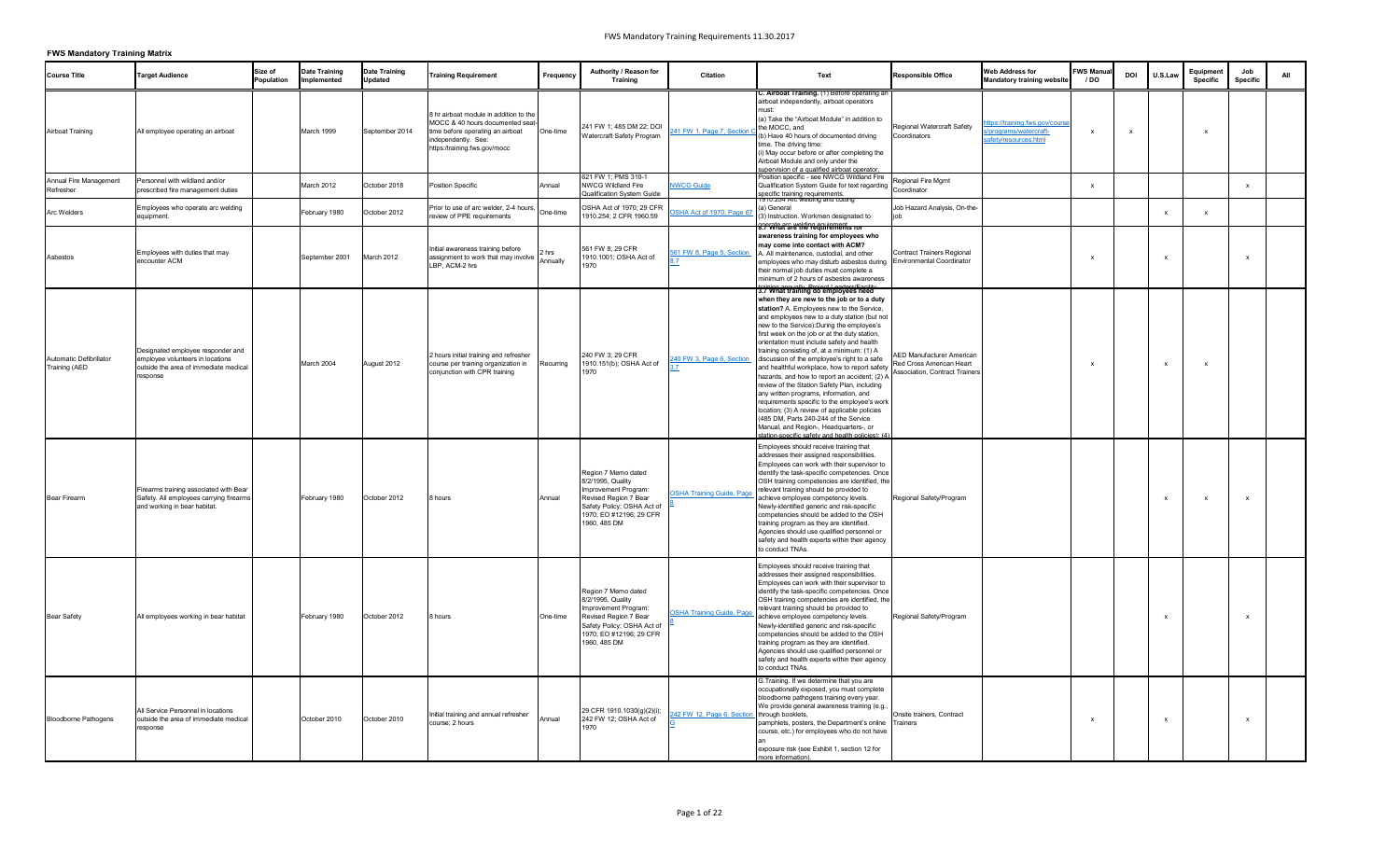FWS Mandatory Training Requirements 11.30.2017

**FWS Mandatory Training Matrix**

| Course Title | Target Audience | Size of Population | Date Training Implemented | Date Training Updated | Training Requirement | Frequency | Authority / Reason for Training | Citation | Text | Responsible Office | Web Address for Mandatory training website | FWS Manual / DO | DOI | U.S.Law | Equipment Specific | Job Specific | All |
|---|---|---|---|---|---|---|---|---|---|---|---|---|---|---|---|---|---|
| Airboat Training | All employee operating an airboat | | March 1999 | September 2014 | 8 hr airboat module in addition to the MOCC & 40 hours documented seat-time before operating an airboat independently. See: https://training.fws.gov/mocc | One-time | 241 FW 1; 485 DM 22; DOI Watercraft Safety Program | 241 FW 1, Page 7, Section C | C. Airboat Training. (1) Before operating an airboat independently, airboat operators must: (a) Take the "Airboat Module" in addition to the MOCC, and (b) Have 40 hours of documented driving time. The driving time: (i) May occur before or after completing the Airboat Module and only under the supervision of a qualified airboat operator, | Regional Watercraft Safety Coordinators | https://training.fws.gov/courses/programs/watercraft-safety/resources.html | x | x | | x | | |
| Annual Fire Management Refresher | Personnel with wildland and/or prescribed fire management duties | | March 2012 | October 2018 | Position Specific | Annual | 621 FW 1; PMS 310-1 NWCG Wildland Fire Qualification System Guide | NWCG Guide | Position specific - see NWCG Wildland Fire Qualification System Guide for text regarding specific training requirements. | Regional Fire Mgmt Coordinator | | x | | | | x | |
| Arc Welders | Employees who operate arc welding equipment. | | February 1980 | October 2012 | Prior to use of arc welder, 2-4 hours, review of PPE requirements | One-time | OSHA Act of 1970; 29 CFR 1910.254; 2 CFR 1960.59 | OSHA Act of 1970, Page 67 | 1910.254 Arc welding and cutting (a) General (3) Instruction. Workmen designated to operate arc welding equipment | Job Hazard Analysis, On-the-job | | | | x | x | | |
| Asbestos | Employees with duties that may encounter ACM | | September 2001 | March 2012 | Initial awareness training before assignment to work that may involve LBP, ACM-2 hrs | 2 hrs Annually | 561 FW 8; 29 CFR 1910.1001; OSHA Act of 1970 | 561 FW 8, Page 5, Section 8.7 | 8.7 What are the requirements for awareness training for employees who may come into contact with ACM? A. All maintenance, custodial, and other employees who may disturb asbestos during their normal job duties must complete a minimum of 2 hours of asbestos awareness training annually. Project Leaders/Facility | Contract Trainers Regional Environmental Coordinator | | x | | x | | x | |
| Automatic Defibrillator Training (AED | Designated employee responder and employee volunteers in locations outside the area of immediate medical response | | March 2004 | August 2012 | 2 hours initial training and refresher course per training organization in conjunction with CPR training | Recurring | 240 FW 3; 29 CFR 1910.151(b); OSHA Act of 1970 | 240 FW 3, Page 6, Section 3.7 | 3.7 What training do employees need when they are new to the job or to a duty station? A. Employees new to the Service, and employees new to a duty station (but not new to the Service):During the employee's first week on the job or at the duty station, orientation must include safety and health training consisting of, at a minimum: (1) A discussion of the employee's right to a safe and healthful workplace, how to report safety hazards, and how to report an accident; (2) A review of the Station Safety Plan, including any written programs, information, and requirements specific to the employee's work location; (3) A review of applicable policies (485 DM, Parts 240-244 of the Service Manual, and Region-, Headquarters-, or station-specific safety and health policies); (4) | AED Manufacturer American Red Cross American Heart Association, Contract Trainers | | x | | x | x | | |
| Bear Firearm | Firearms training associated with Bear Safety. All employees carrying firearms and working in bear habitat. | | February 1980 | October 2012 | 8 hours | Annual | Region 7 Memo dated 8/2/1995, Quality Improvement Program: Revised Region 7 Bear Safety Policy; OSHA Act of 1970; EO #12196; 29 CFR 1960, 485 DM | OSHA Training Guide, Page 8 | Employees should receive training that addresses their assigned responsibilities. Employees can work with their supervisor to identify the task-specific competencies. Once OSH training competencies are identified, the relevant training should be provided to achieve employee competency levels. Newly-identified generic and risk-specific competencies should be added to the OSH training program as they are identified. Agencies should use qualified personnel or safety and health experts within their agency to conduct TNAs. | Regional Safety/Program | | | | x | x | x | |
| Bear Safety | All employees working in bear habitat | | February 1980 | October 2012 | 8 hours | One-time | Region 7 Memo dated 8/2/1995, Quality Improvement Program: Revised Region 7 Bear Safety Policy; OSHA Act of 1970; EO #12196; 29 CFR 1960, 485 DM | OSHA Training Guide, Page 8 | Employees should receive training that addresses their assigned responsibilities. Employees can work with their supervisor to identify the task-specific competencies. Once OSH training competencies are identified, the relevant training should be provided to achieve employee competency levels. Newly-identified generic and risk-specific competencies should be added to the OSH training program as they are identified. Agencies should use qualified personnel or safety and health experts within their agency to conduct TNAs. | Regional Safety/Program | | | | x | | x | |
| Bloodborne Pathogens | All Service Personnel in locations outside the area of immediate medical response | | October 2010 | October 2010 | Initial training and annual refresher course; 2 hours | Annual | 29 CFR 1910.1030(g)(2)(i); 242 FW 12; OSHA Act of 1970 | 242 FW 12, Page 6, Section G | G.Training. If we determine that you are occupationally exposed, you must complete bloodborne pathogens training every year. We provide general awareness training (e.g., through booklets, pamphlets, posters, the Department's online course, etc.) for employees who do not have an exposure risk (see Exhibit 1, section 12 for more information). | Onsite trainers, Contract Trainers | | x | | x | | x | |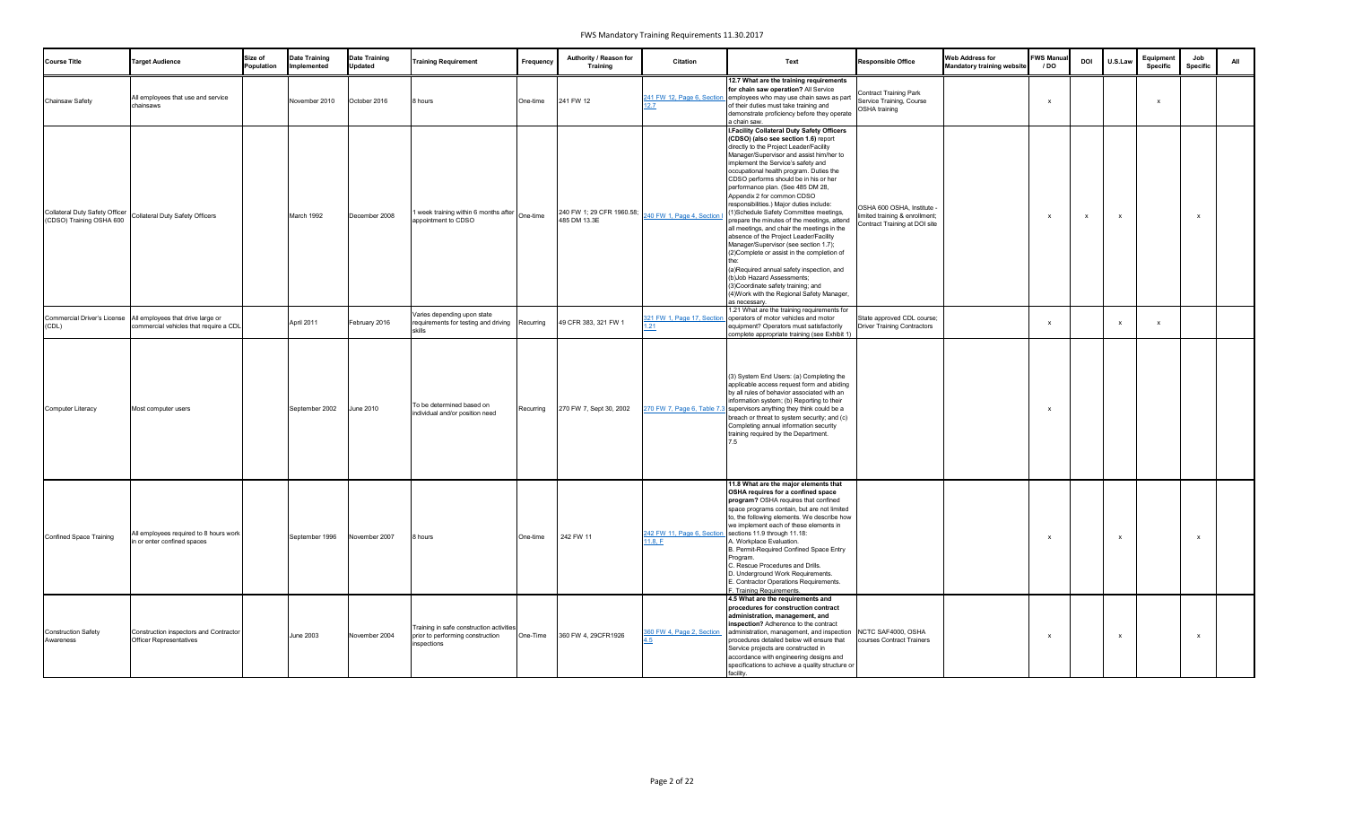# FWS Mandatory Training Requirements 11.30.2017

| Course Title | Target Audience | Size of Population | Date Training Implemented | Date Training Updated | Training Requirement | Frequency | Authority / Reason for Training | Citation | Text | Responsible Office | Web Address for Mandatory training website | FWS Manual / DO | DOI | U.S.Law | Equipment Specific | Job Specific | All |
|---|---|---|---|---|---|---|---|---|---|---|---|---|---|---|---|---|---|
| Chainsaw Safety | All employees that use and service chainsaws | | November 2010 | October 2016 | 8 hours | One-time | 241 FW 12 | 241 FW 12, Page 6, Section 12.7 | **12.7 What are the training requirements for chain saw operation?** All Service employees who may use chain saws as part of their duties must take training and demonstrate proficiency before they operate a chain saw. | Contract Training Park Service Training, Course OSHA training | | x | | | x | | |
| Collateral Duty Safety Officer (CDSO) Training OSHA 600 | Collateral Duty Safety Officers | | March 1992 | December 2008 | 1 week training within 6 months after appointment to CDSO | One-time | 240 FW 1; 29 CFR 1960.58; 485 DM 13.3E | 240 FW 1, Page 4, Section I | **I.Facility Collateral Duty Safety Officers (CDSO) (also see section 1.6)** report directly to the Project Leader/Facility Manager/Supervisor and assist him/her to implement the Service's safety and occupational health program. Duties the CDSO performs should be in his or her performance plan. (See 485 DM 28, Appendix 2 for common CDSO responsibilities.) Major duties include: (1)Schedule Safety Committee meetings, prepare the minutes of the meetings, attend all meetings, and chair the meetings in the absence of the Project Leader/Facility Manager/Supervisor (see section 1.7); (2)Complete or assist in the completion of the: (a)Required annual safety inspection, and (b)Job Hazard Assessments; (3)Coordinate safety training; and (4)Work with the Regional Safety Manager, as necessary. | OSHA 600 OSHA, Institute - limited training & enrollment; Contract Training at DOI site | | x | x | x | | x | |
| Commercial Driver's License (CDL) | All employees that drive large or commercial vehicles that require a CDL | | April 2011 | February 2016 | Varies depending upon state requirements for testing and driving skills | Recurring | 49 CFR 383, 321 FW 1 | 321 FW 1, Page 17, Section 1.21 | 1.21 What are the training requirements for operators of motor vehicles and motor equipment? Operators must satisfactorily complete appropriate training (see Exhibit 1) | State approved CDL course; Driver Training Contractors | | x | | x | x | | |
| Computer Literacy | Most computer users | | September 2002 | June 2010 | To be determined based on individual and/or position need | Recurring | 270 FW 7, Sept 30, 2002 | 270 FW 7, Page 6, Table 7.3 | (3) System End Users: (a) Completing the applicable access request form and abiding by all rules of behavior associated with an information system; (b) Reporting to their supervisors anything they think could be a breach or threat to system security; and (c) Completing annual information security training required by the Department. 7.5 | | | x | | | | | |
| Confined Space Training | All employees required to 8 hours work in or enter confined spaces | | September 1996 | November 2007 | 8 hours | One-time | 242 FW 11 | 242 FW 11, Page 6, Section 11.8, F | **11.8 What are the major elements that OSHA requires for a confined space program?** OSHA requires that confined space programs contain, but are not limited to, the following elements. We describe how we implement each of these elements in sections 11.9 through 11.18: A. Workplace Evaluation. B. Permit-Required Confined Space Entry Program. C. Rescue Procedures and Drills. D. Underground Work Requirements. E. Contractor Operations Requirements. F. Training Requirements. | | | x | | x | | x | |
| Construction Safety Awareness | Construction inspectors and Contractor Officer Representatives | | June 2003 | November 2004 | Training in safe construction activities prior to performing construction inspections | One-Time | 360 FW 4, 29CFR1926 | 360 FW 4, Page 2, Section 4.5 | **4.5 What are the requirements and procedures for construction contract administration, management, and inspection?** Adherence to the contract administration, management, and inspection procedures detailed below will ensure that Service projects are constructed in accordance with engineering designs and specifications to achieve a quality structure or facility. | NCTC SAF4000, OSHA courses Contract Trainers | | x | | x | | x | |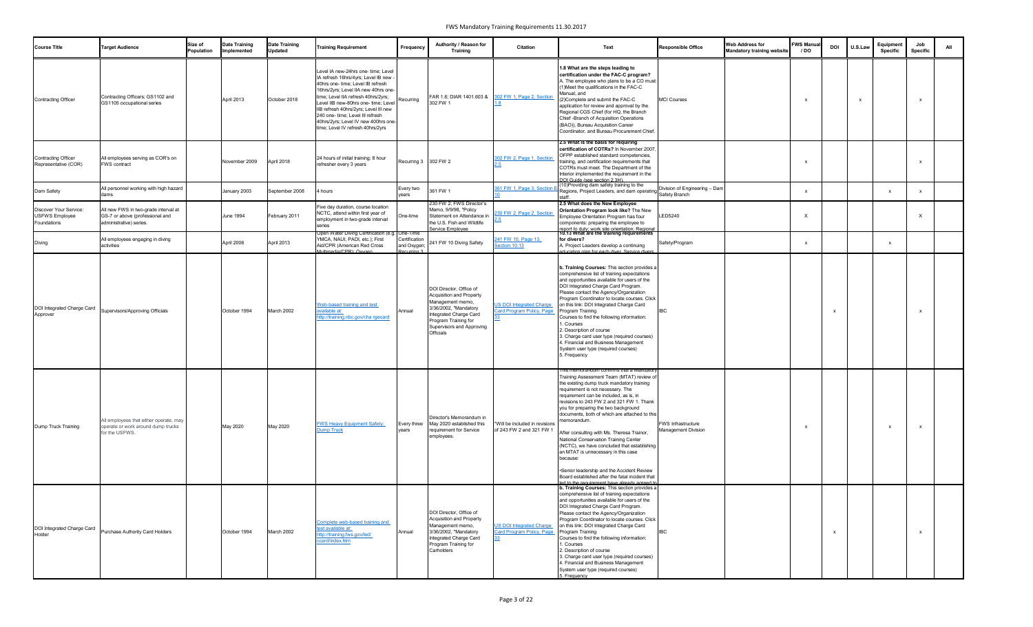| Course Title | Target Audience | Size of Population | Date Training Implemented | Date Training Updated | Training Requirement | Frequency | Authority / Reason for Training | Citation | Text | Responsible Office | Web Address for Mandatory training website | FWS Manual / DO | DOI | U.S.Law | Equipment Specific | Job Specific | All |
|---|---|---|---|---|---|---|---|---|---|---|---|---|---|---|---|---|---|
| Contracting Officer | Contracting Officers; GS1102 and GS1105 occupational series | | April 2013 | October 2018 | Level IA new-24hrs one- time; Level IA refresh 16hrs/4yrs; Level IB new - 40hrs one- time; Level IB refresh 16hrs/2yrs; Level IIA new 40hrs one-time; Level IIA refresh 40hrs/2yrs; Level IIB new-80hrs one- time; Level IIB refresh 40hrs/2yrs; Level III new 240 one- time; Level III refresh 40hrs/2yrs; Level IV new 400hrs one-time; Level IV refresh 40hrs/2yrs | Recurring | FAR 1.6; DIAR 1401.603 & 302 FW 1 | 302 FW 1, Page 2, Section 1.8 | **1.8 What are the steps leading to certification under the FAC-C program?** A. The employee who plans to be a CO must: (1)Meet the qualifications in the FAC-C Manual, and (2)Complete and submit the FAC-C application for review and approval by the Regional CGS Chief (for HQ, the Branch Chief -Branch of Acquisition Operations (BAO)), Bureau Acquisition Career Coordinator, and Bureau Procurement Chief. | MCI Courses | | x | | x | | x | |
| Contracting Officer Representative (COR) | All employees serving as COR's on FWS contract | | November 2009 | April 2018 | 24 hours of initial training; 8 hour refresher every 3 years | Recurring 3 | 302 FW 2 | 302 FW 2, Page 1, Section 2.5 | **2.5 What is the basis for requiring certification of COTRs?** In November 2007, OFPP established standard competencies, training, and certification requirements that COTRs must meet. The Department of the Interior implemented the requirement in the DOI Guide (see section 2.3H). | | | x | | | | x | |
| Dam Safety | All personnel working with high hazard dams | | January 2003 | September 2008 | 4 hours | Every two years | 361 FW 1 | 361 FW 1, Page 3, Section E 10 | (10)Providing dam safety training to the Regions, Project Leaders, and dam operating staff. | Division of Engineering – Dam Safety Branch | | x | | | x | x | |
| Discover Your Service: USFWS Employee Foundations | All new FWS in two-grade interval at GS-7 or above (professional and administrative) series. | | June 1994 | February 2011 | Five day duration, course location NCTC, attend within first year of employment in two-grade interval series | One-time | 230 FW 2; FWS Director's Memo, 9/9/98, "Policy Statement on Attendance in the U.S. Fish and Wildlife Service Employee | 230 FW 2, Page 2, Section 2.5 | **2.5 What does the New Employee Orientation Program look like?** The New Employee Orientation Program has four components: preparing the employee to report to duty; work site orientation; Regional | LED5240 | | X | | | | X | |
| Diving | All employees engaging in diving activities | | April 2006 | April 2013 | Open Water Diving Certification (e.g. YMCA, NAUI, PADI, etc.); First Aid/CPR (American Red Cross Multimedia/CPR); Oxygen | One-Time Certification and Oxygen; Recurring 3 | 241 FW 10 Diving Safety | 241 FW 10, Page 13, Section 10.13 | **10.13 What are the training requirements for divers?** A. Project Leaders develop a continuing education plan for each diver. Service divers | Safety/Program | | x | | | x | | |
| DOI Integrated Charge Card Approver | Supervisors/Approving Officials | | October 1994 | March 2002 | Web-based training and test available at: http://training.nbc.gov/cha rgecard | Annual | DOI Director, Office of Acquisition and Property Management memo, 3/36/2002, "Mandatory Integrated Charge Card Program Training for Supervisors and Approving Officials | US DOI Integrated Charge Card Program Policy, Page 33 | **b. Training Courses:** This section provides a comprehensive list of training expectations and opportunities available for users of the DOI Integrated Charge Card Program. Please contact the Agency/Organization Program Coordinator to locate courses. Click on this link: DOI Integrated Charge Card Program Training Courses to find the following information: 1. Courses 2. Description of course 3. Charge card user type (required courses) 4. Financial and Business Management System user type (required courses) 5. Frequency | IBC | | | x | | | x | |
| Dump Truck Training | All employees that either operate, may operate or work around dump trucks for the USFWS. | | May 2020 | May 2020 | FWS Heavy Equipment Safety: Dump Truck | Every three years | Director's Memorandum in May 2020 established this requirement for Service employees. | "Will be included in revisions of 243 FW 2 and 321 FW 1 | This memorandum confirms that a Mandatory Training Assessment Team (MTAT) review of the existing dump truck mandatory training requirement is not necessary. The requirement can be included, as is, in revisions to 243 FW 2 and 321 FW 1. Thank you for preparing the two background documents, both of which are attached to this memorandum. After consulting with Ms. Theresa Trainor, National Conservation Training Center (NCTC), we have concluded that establishing an MTAT is unnecessary in this case because: •Senior leadership and the Accident Review Board established after the fatal incident that led to the requirement have already agreed to | FWS Infrastructure Management Division | | x | | | x | x | |
| DOI Integrated Charge Card Holder | Purchase Authority Card Holders | | October 1994 | March 2002 | Complete web-based training and test available at: http://training.fws.gov/led/ ccard/index.htm | Annual | DOI Director, Office of Acquisition and Property Management memo, 3/36/2002, "Mandatory Integrated Charge Card Program Training for Carholders | US DOI Integrated Charge Card Program Policy, Page 33 | **b. Training Courses:** This section provides a comprehensive list of training expectations and opportunities available for users of the DOI Integrated Charge Card Program. Please contact the Agency/Organization Program Coordinator to locate courses. Click on this link: DOI Integrated Charge Card Program Training Courses to find the following information: 1. Courses 2. Description of course 3. Charge card user type (required courses) 4. Financial and Business Management System user type (required courses) 5. Frequency | IBC | | | x | | | x | |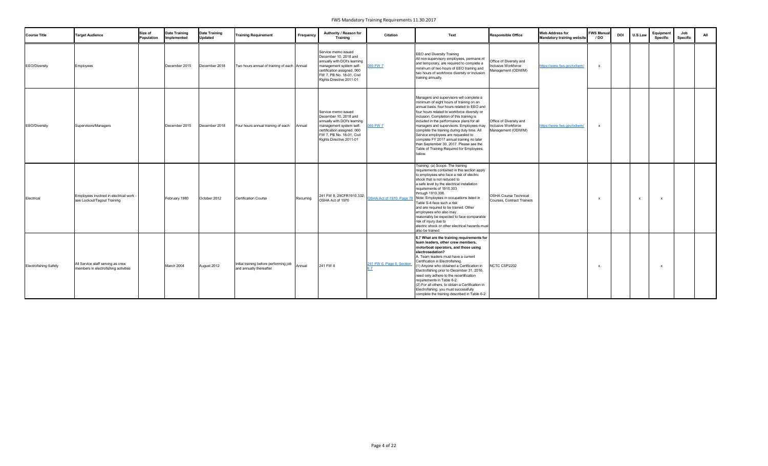| Course Title | Target Audience | Size of Population | Date Training Implemented | Date Training Updated | Training Requirement | Frequency | Authority / Reason for Training | Citation | Text | Responsible Office | Web Address for Mandatory training website | FWS Manual / DO | DOI | U.S.Law | Equipment Specific | Job Specific | All |
|---|---|---|---|---|---|---|---|---|---|---|---|---|---|---|---|---|---|
| EEO/Diversity | Employees | | December 2015 | December 2018 | Two hours annual of training of each | Annual | Service memo issued December 10, 2018 and annually with DOI's learning management system self-certification assigned. 060 FW 7, PB No. 18-01, Civil Rights Directive 2011-01 | 060 FW 7 | EEO and Diversity Training All non-supervisory employees, permane.nt and temporary, are required to complete a minimum of two hours of EEO training and two hours of workforce diversity or inclusion training annually. | Office of Diversity and Inclusive Workforce Management (ODIWM) | https://www.fws.gov/odiwm/ | x | | | | | |
| EEO/Diversity | Supervisors/Managers | | December 2015 | December 2018 | Four hours annual training of each | Annual | Service memo issued December 10, 2018 and annually with DOI's learning management system self-certification assigned. 060 FW 7, PB No. 18-01, Civil Rights Directive 2011-01 | 060 FW 7 | Managers and supervisors will complete a minimum of eight hours of training on an annual basis: four hours related to EEO and four hours related to workforce diversity or inclusion. Completion of this training is included in the performance plans for all managers and supervisors. Employees may complete the training during duty time. All Service employees are requested to complete FY 2017 annual training no later than September 30, 2017. Please see the Table of Training Required for Employees, below. | Office of Diversity and Inclusive Workforce Management (ODIWM) | https://www.fws.gov/odiwm/ | x | | | | | |
| Electrical | Employees involved in electrical work - see Lockout/Tagout Training | | February 1980 | October 2012 | Certification Course | Recurring | 241 FW 8, 29CFR1910.332; OSHA Act of 1970 | OSHA Act of 1970, Page 79 | Training: (a) Scope. The training requirements contained in this section apply to employees who face a risk of electric shock that is not reduced to a safe level by the electrical installation requirements of 1910.303 through 1910.308. Note: Employees in occupations listed in Table S-4 face such a risk and are required to be trained. Other employees who also may reasonably be expected to face comparable risk of injury due to electric shock or other electrical hazards must also be trained. | OSHA Course Technical Courses, Contract Trainers | | x | | x | x | | |
| Electrofishing Safety | All Service staff serving as crew members in electrofishing activities | | March 2004 | August 2012 | Initial training before performing job and annually thereafter | Annual | 241 FW 6 | 241 FW 6, Page 6, Section 6.7 | **6.7 What are the training requirements for team leaders, other crew members, motorboat operators, and those using electrosedation?** A. Team leaders must have a current Certification in Electrofishing. (1) Anyone who obtained a Certification in Electrofishing prior to December 31, 2016, need only adhere to the recertification requirements in Table 6-2. (2) For all others, to obtain a Certification in Electrofishing, you must successfully complete the training described in Table 6-2. | NCTC CSP2202 | | x | | | x | | |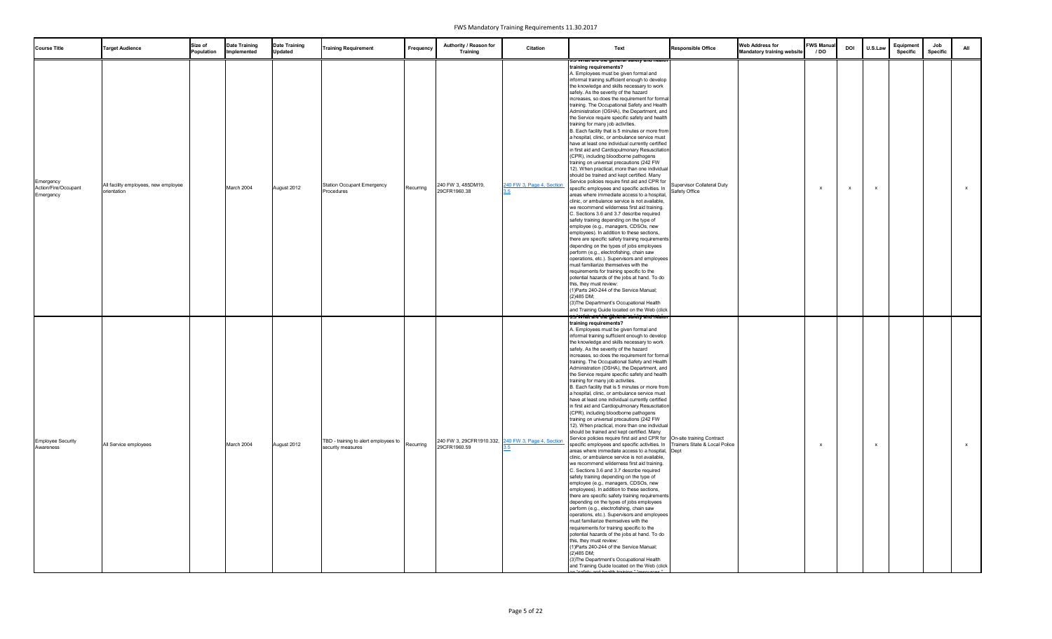| Course Title | Target Audience | Size of Population | Date Training Implemented | Date Training Updated | Training Requirement | Frequency | Authority / Reason for Training | Citation | Text | Responsible Office | Web Address for Mandatory training website | FWS Manual / DO | DOI | U.S.Law | Equipment Specific | Job Specific | All |
|---|---|---|---|---|---|---|---|---|---|---|---|---|---|---|---|---|---|
| Emergency Action/Fire/Occupant Emergency | All facility employees, new employee orientation | | March 2004 | August 2012 | Station Occupant Emergency Procedures | Recurring | 240 FW 3, 485DM19, 29CFR1960.38 | 240 FW 3, Page 4, Section 3.5 | 3.5 What are the general safety and health training requirements? A. Employees must be given formal and informal training sufficient enough to develop the knowledge and skills necessary to work safely. As the severity of the hazard increases, so does the requirement for formal training. The Occupational Safety and Health Administration (OSHA), the Department, and the Service require specific safety and health training for many job activities. B. Each facility that is 5 minutes or more from a hospital, clinic, or ambulance service must have at least one individual currently certified in first aid and Cardiopulmonary Resuscitation (CPR), including bloodborne pathogens training on universal precautions (242 FW 12). When practical, more than one individual should be trained and kept certified. Many Service policies require first aid and CPR for specific employees and specific activities. In areas where immediate access to a hospital, clinic, or ambulance service is not available, we recommend wilderness first aid training. C. Sections 3.6 and 3.7 describe required safety training depending on the type of employee (e.g., managers, CDSOs, new employees). In addition to these sections, there are specific safety training requirements depending on the types of jobs employees perform (e.g., electrofishing, chain saw operations, etc.). Supervisors and employees must familiarize themselves with the requirements for training specific to the potential hazards of the jobs at hand. To do this, they must review: (1)Parts 240-244 of the Service Manual; (2)485 DM; (3)The Department's Occupational Health and Training Guide located on the Web (click | Supervisor Collateral Duty Safety Office | | x | x | x | | | x |
| Employee Security Awareness | All Service employees | | March 2004 | August 2012 | TBD - training to alert employees to security measures | Recurring | 240 FW 3, 29CFR1910.332, 29CFR1960.59 | 240 FW 3, Page 4, Section 3.5 | 3.5 What are the general safety and health training requirements? A. Employees must be given formal and informal training sufficient enough to develop the knowledge and skills necessary to work safely. As the severity of the hazard increases, so does the requirement for formal training. The Occupational Safety and Health Administration (OSHA), the Department, and the Service require specific safety and health training for many job activities. B. Each facility that is 5 minutes or more from a hospital, clinic, or ambulance service must have at least one individual currently certified in first aid and Cardiopulmonary Resuscitation (CPR), including bloodborne pathogens training on universal precautions (242 FW 12). When practical, more than one individual should be trained and kept certified. Many Service policies require first aid and CPR for specific employees and specific activities. In areas where immediate access to a hospital, clinic, or ambulance service is not available, we recommend wilderness first aid training. C. Sections 3.6 and 3.7 describe required safety training depending on the type of employee (e.g., managers, CDSOs, new employees). In addition to these sections, there are specific safety training requirements depending on the types of jobs employees perform (e.g., electrofishing, chain saw operations, etc.). Supervisors and employees must familiarize themselves with the requirements for training specific to the potential hazards of the jobs at hand. To do this, they must review: (1)Parts 240-244 of the Service Manual; (2)485 DM; (3)The Department's Occupational Health and Training Guide located on the Web (click on "safety and health training," "resources," | On-site training Contract Trainers State & Local Police Dept | | x | | x | | | x |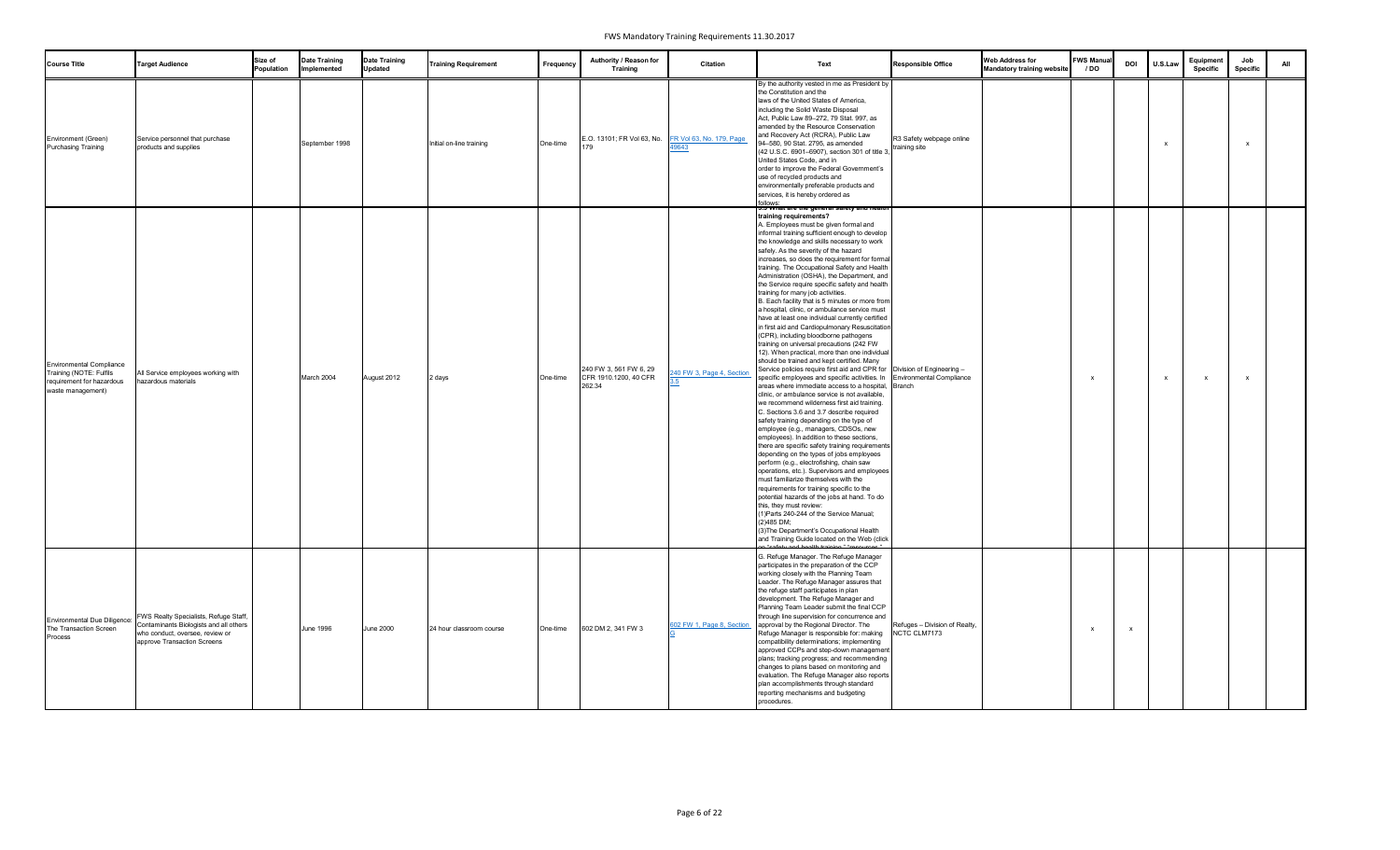| Course Title | Target Audience | Size of Population | Date Training Implemented | Date Training Updated | Training Requirement | Frequency | Authority / Reason for Training | Citation | Text | Responsible Office | Web Address for Mandatory training website | FWS Manual / DO | DOI | U.S.Law | Equipment Specific | Job Specific | All |
|---|---|---|---|---|---|---|---|---|---|---|---|---|---|---|---|---|---|
| Environment (Green) Purchasing Training | Service personnel that purchase products and supplies | | September 1998 | | Initial on-line training | One-time | E.O. 13101; FR Vol 63, No. 179 | FR Vol 63, No. 179, Page 49643 | By the authority vested in me as President by the Constitution and the laws of the United States of America, including the Solid Waste Disposal Act, Public Law 89–272, 79 Stat. 997, as amended by the Resource Conservation and Recovery Act (RCRA), Public Law 94–580, 90 Stat. 2795, as amended (42 U.S.C. 6901–6907), section 301 of title 3, United States Code, and in order to improve the Federal Government's use of recycled products and environmentally preferable products and services, it is hereby ordered as follows: | R3 Safety webpage online training site | | | | x | | x | |
| Environmental Compliance Training (NOTE: Fulfils requirement for hazardous waste management) | All Service employees working with hazardous materials | | March 2004 | August 2012 | 2 days | One-time | 240 FW 3, 561 FW 6, 29 CFR 1910.1200, 40 CFR 262.34 | 240 FW 3, Page 4, Section 3.5 | 3.5 What are the general safety and health training requirements? A. Employees must be given formal and informal training sufficient enough to develop the knowledge and skills necessary to work safely. As the severity of the hazard increases, so does the requirement for formal training. The Occupational Safety and Health Administration (OSHA), the Department, and the Service require specific safety and health training for many job activities. B. Each facility that is 5 minutes or more from a hospital, clinic, or ambulance service must have at least one individual currently certified in first aid and Cardiopulmonary Resuscitation (CPR), including bloodborne pathogens training on universal precautions (242 FW 12). When practical, more than one individual should be trained and kept certified. Many Service policies require first aid and CPR for specific employees and specific activities. In areas where immediate access to a hospital, clinic, or ambulance service is not available, we recommend wilderness first aid training. C. Sections 3.6 and 3.7 describe required safety training depending on the type of employee (e.g., managers, CDSOs, new employees). In addition to these sections, there are specific safety training requirements depending on the types of jobs employees perform (e.g., electrofishing, chain saw operations, etc.). Supervisors and employees must familiarize themselves with the requirements for training specific to the potential hazards of the jobs at hand. To do this, they must review: (1)Parts 240-244 of the Service Manual; (2)485 DM; (3)The Department's Occupational Health and Training Guide located on the Web (click on "safety and health training," "resources," | Division of Engineering – Environmental Compliance Branch | | x | | x | x | x | |
| Environmental Due Diligence: The Transaction Screen Process | FWS Realty Specialists, Refuge Staff, Contaminants Biologists and all others who conduct, oversee, review or approve Transaction Screens | | June 1996 | June 2000 | 24 hour classroom course | One-time | 602 DM 2, 341 FW 3 | 602 FW 1, Page 8, Section G | G. Refuge Manager. The Refuge Manager participates in the preparation of the CCP working closely with the Planning Team Leader. The Refuge Manager assures that the refuge staff participates in plan development. The Refuge Manager and Planning Team Leader submit the final CCP through line supervision for concurrence and approval by the Regional Director. The Refuge Manager is responsible for: making compatibility determinations; implementing approved CCPs and step-down management plans; tracking progress; and recommending changes to plans based on monitoring and evaluation. The Refuge Manager also reports plan accomplishments through standard reporting mechanisms and budgeting procedures. | Refuges – Division of Realty, NCTC CLM7173 | | x | x | | | | |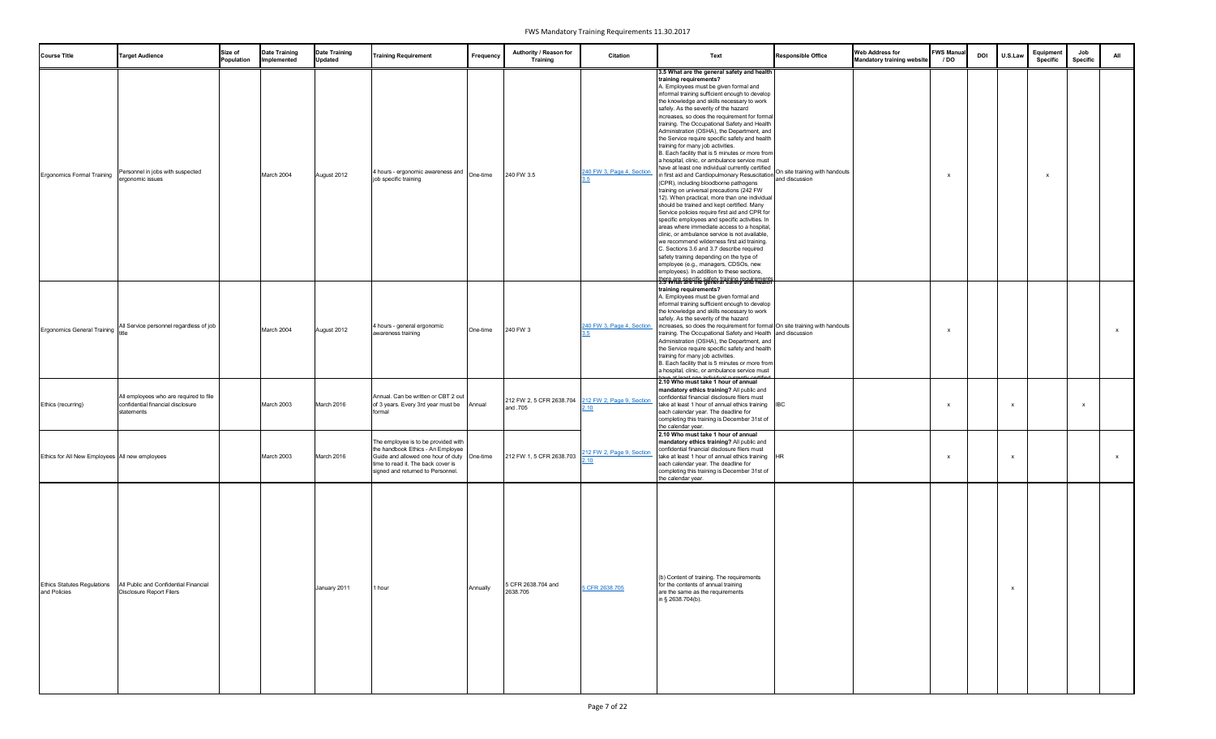| Course Title | Target Audience | Size of Population | Date Training Implemented | Date Training Updated | Training Requirement | Frequency | Authority / Reason for Training | Citation | Text | Responsible Office | Web Address for Mandatory training website | FWS Manual / DO | DOI | U.S.Law | Equipment Specific | Job Specific | All |
|---|---|---|---|---|---|---|---|---|---|---|---|---|---|---|---|---|---|
| Ergonomics Formal Training | Personnel in jobs with suspected ergonomic issues | | March 2004 | August 2012 | 4 hours - ergonomic awareness and job specific training | One-time | 240 FW 3.5 | 240 FW 3, Page 4, Section 3.5 | **3.5 What are the general safety and health training requirements?** A. Employees must be given formal and informal training sufficient enough to develop the knowledge and skills necessary to work safely. As the severity of the hazard increases, so does the requirement for formal training. The Occupational Safety and Health Administration (OSHA), the Department, and the Service require specific safety and health training for many job activities. B. Each facility that is 5 minutes or more from a hospital, clinic, or ambulance service must have at least one individual currently certified in first aid and Cardiopulmonary Resuscitation (CPR), including bloodborne pathogens training on universal precautions (242 FW 12). When practical, more than one individual should be trained and kept certified. Many Service policies require first aid and CPR for specific employees and specific activities. In areas where immediate access to a hospital, clinic, or ambulance service is not available, we recommend wilderness first aid training. C. Sections 3.6 and 3.7 describe required safety training depending on the type of employee (e.g., managers, CDSOs, new employees). In addition to these sections, there are specific safety training requirements | On site training with handouts and discussion | | x | | | x | | |
| Ergonomics General Training | All Service personnel regardless of job title | | March 2004 | August 2012 | 4 hours - general ergonomic awareness training | One-time | 240 FW 3 | 240 FW 3, Page 4, Section 3.5 | **3.5 What are the general safety and health training requirements?** A. Employees must be given formal and informal training sufficient enough to develop the knowledge and skills necessary to work safely. As the severity of the hazard increases, so does the requirement for formal training. The Occupational Safety and Health Administration (OSHA), the Department, and the Service require specific safety and health training for many job activities. B. Each facility that is 5 minutes or more from a hospital, clinic, or ambulance service must have at least one individual currently certified | On site training with handouts and discussion | | x | | | | | x |
| Ethics (recurring) | All employees who are required to file confidential financial disclosure statements | | March 2003 | March 2016 | Annual. Can be written or CBT 2 out of 3 years. Every 3rd year must be formal | Annual | 212 FW 2, 5 CFR 2638.704 and .705 | 212 FW 2, Page 9, Section 2.10 | **2.10 Who must take 1 hour of annual mandatory ethics training?** All public and confidential financial disclosure filers must take at least 1 hour of annual ethics training each calendar year. The deadline for completing this training is December 31st of the calendar year. | IBC | | x | | x | | x | |
| Ethics for All New Employees | All new employees | | March 2003 | March 2016 | The employee is to be provided with the handbook Ethics - An Employee Guide and allowed one hour of duty time to read it. The back cover is signed and returned to Personnel. | One-time | 212 FW 1, 5 CFR 2638.703 | 212 FW 2, Page 9, Section 2.10 | **2.10 Who must take 1 hour of annual mandatory ethics training?** All public and confidential financial disclosure filers must take at least 1 hour of annual ethics training each calendar year. The deadline for completing this training is December 31st of the calendar year. | HR | | x | | x | | | x |
| Ethics Statutes Regulations and Policies | All Public and Confidential Financial Disclosure Report Filers | | | January 2011 | 1 hour | Annually | 5 CFR 2638.704 and 2638.705 | 5 CFR 2638.705 | (b) Content of training. The requirements for the contents of annual training are the same as the requirements in § 2638.704(b). | | | | | x | | | |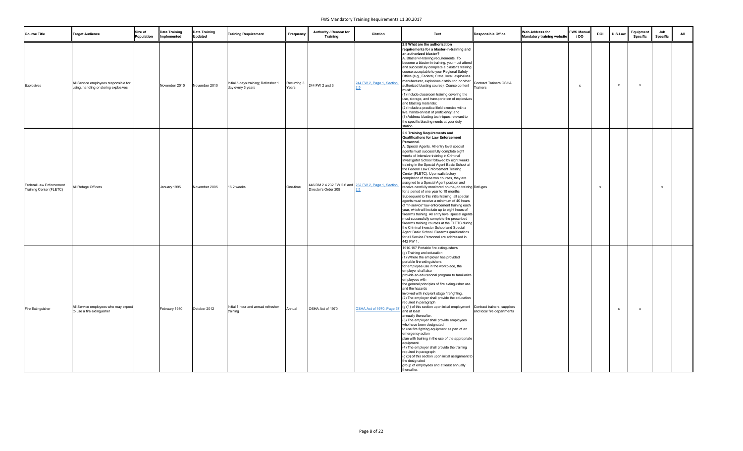FWS Mandatory Training Requirements 11.30.2017

| Course Title | Target Audience | Size of Population | Date Training Implemented | Date Training Updated | Training Requirement | Frequency | Authority / Reason for Training | Citation | Text | Responsible Office | Web Address for Mandatory training website | FWS Manual / DO | DOI | U.S.Law | Equipment Specific | Job Specific | All |
|---|---|---|---|---|---|---|---|---|---|---|---|---|---|---|---|---|---|
| Explosives | All Service employees responsible for using, handling or storing explosives | | November 2010 | November 2010 | Initial 5 days training; Refresher 1 day every 3 years | Recurring 3 Years | 244 FW 2 and 3 | 244 FW 2, Page 1, Section 2.5 | **2.5 What are the authorization requirements for a blaster-in-training and an authorized blaster?** A. Blaster-in-training requirements. To become a blaster-in-training, you must attend and successfully complete a blaster's training course acceptable to your Regional Safety Office (e.g., Federal, State, local, explosives manufacturer, explosives distributor, or other authorized blasting course). Course content must: (1) Include classroom training covering the use, storage, and transportation of explosives and blasting materials; (2) Include a practical field exercise with a live, hands-on test of proficiency; and (3) Address blasting techniques relevant to the specific blasting needs at your duty station. | Contract Trainers OSHA Trainers | | x | | x | x | | |
| Federal Law Enforcement Training Center (FLETC) | All Refuge Officers | | January 1995 | November 2005 | 16.2 weeks | One-time | 446 DM 2.4 232 FW 2.6 and Director's Order 205 | 232 FW 2, Page 1, Section 2.5 | **2.5 Training Requirements and Qualifications for Law Enforcement Personnel.** A. Special Agents. All entry level special agents must successfully complete eight weeks of intensive training in Criminal Investigator School followed by eight weeks training in the Special Agent Basic School at the Federal Law Enforcement Training Center (FLETC). Upon satisfactory completion of these two courses, they are assigned to a Special Agent position and receive carefully monitored on-the-job training for a period of one year to 18 months. Subsequent to this initial training, all special agents must receive a minimum of 40 hours of "In-service" law enforcement training each year, which will include up to eight hours of firearms training. All entry level special agents must successfully complete the prescribed firearms training courses at the FLETC during the Criminal Investor School and Special Agent Basic School. Firearms qualifications for all Service Personnel are addressed in 442 FW 1. | Refuges | | | x | | | x | |
| Fire Extinguisher | All Service employees who may expect to use a fire extinguisher | | February 1980 | October 2012 | Initial 1 hour and annual refresher training | Annual | OSHA Act of 1970 | OSHA Act of 1970, Page 57 | 1910.157 Portable fire extinguishers (g) Training and education (1) Where the employer has provided portable fire extinguishers for employee use in the workplace, the employer shall also provide an educational program to familiarize employees with the general principles of fire extinguisher use and the hazards involved with incipient stage firefighting. (2) The employer shall provide the education required in paragraph (g)(1) of this section upon initial employment and at least annually thereafter. (3) The employer shall provide employees who have been designated to use fire fighting equipment as part of an emergency action plan with training in the use of the appropriate equipment. (4) The employer shall provide the training required in paragraph (g)(3) of this section upon initial assignment to the designated group of employees and at least annually thereafter. | Contract trainers, suppliers and local fire departments | | | | x | x | | |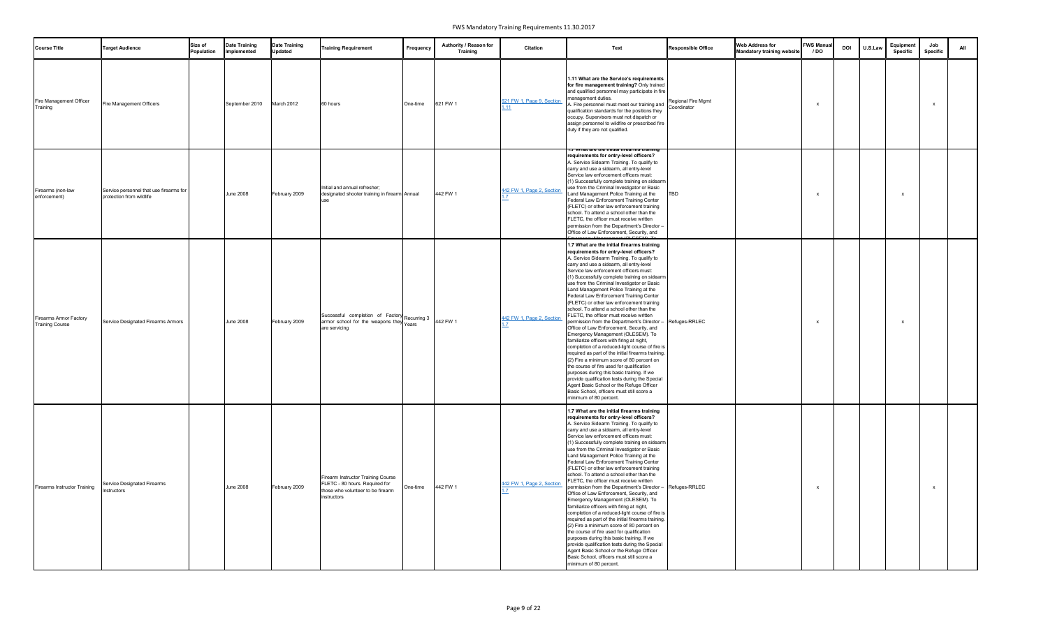| Course Title | Target Audience | Size of Population | Date Training Implemented | Date Training Updated | Training Requirement | Frequency | Authority / Reason for Training | Citation | Text | Responsible Office | Web Address for Mandatory training website | FWS Manual / DO | DOI | U.S.Law | Equipment Specific | Job Specific | All |
|---|---|---|---|---|---|---|---|---|---|---|---|---|---|---|---|---|---|
| Fire Management Officer Training | Fire Management Officers | | September 2010 | March 2012 | 60 hours | One-time | 621 FW 1 | 621 FW 1, Page 9, Section 1.11 | **1.11 What are the Service's requirements for fire management training?** Only trained and qualified personnel may participate in fire management duties. A. Fire personnel must meet our training and qualification standards for the positions they occupy. Supervisors must not dispatch or assign personnel to wildfire or prescribed fire duty if they are not qualified. | Regional Fire Mgmt Coordinator | | x | | | | x | |
| Firearms (non-law enforcement) | Service personnel that use firearms for protection from wildlife | | June 2008 | February 2009 | Initial and annual refresher; designated shooter training in firearm use | Annual | 442 FW 1 | 442 FW 1, Page 2, Section 1.7 | **1.7 What are the initial firearms training requirements for entry-level officers?** A. Service Sidearm Training. To qualify to carry and use a sidearm, all entry-level Service law enforcement officers must: (1) Successfully complete training on sidearm use from the Criminal Investigator or Basic Land Management Police Training at the Federal Law Enforcement Training Center (FLETC) or other law enforcement training school. To attend a school other than the FLETC, the officer must receive written permission from the Department's Director – Office of Law Enforcement, Security, and Emergency Management (OLESEM). To | TBD | | x | | | x | | |
| Firearms Armor Factory Training Course | Service Designated Firearms Armors | | June 2008 | February 2009 | Successful completion of Factory armor school for the weapons they are servicing | Recurring 3 Years | 442 FW 1 | 442 FW 1, Page 2, Section 1.7 | **1.7 What are the initial firearms training requirements for entry-level officers?** A. Service Sidearm Training. To qualify to carry and use a sidearm, all entry-level Service law enforcement officers must: (1) Successfully complete training on sidearm use from the Criminal Investigator or Basic Land Management Police Training at the Federal Law Enforcement Training Center (FLETC) or other law enforcement training school. To attend a school other than the FLETC, the officer must receive written permission from the Department's Director – Office of Law Enforcement, Security, and Emergency Management (OLESEM). To familiarize officers with firing at night, completion of a reduced-light course of fire is required as part of the initial firearms training. (2) Fire a minimum score of 80 percent on the course of fire used for qualification purposes during this basic training. If we provide qualification tests during the Special Agent Basic School or the Refuge Officer Basic School, officers must still score a minimum of 80 percent. | Refuges-RRLEC | | x | | | x | | |
| Firearms Instructor Training | Service Designated Firearms Instructors | | June 2008 | February 2009 | Firearm Instructor Training Course FLETC - 80 hours. Required for those who volunteer to be firearm instructors | One-time | 442 FW 1 | 442 FW 1, Page 2, Section 1.7 | **1.7 What are the initial firearms training requirements for entry-level officers?** A. Service Sidearm Training. To qualify to carry and use a sidearm, all entry-level Service law enforcement officers must: (1) Successfully complete training on sidearm use from the Criminal Investigator or Basic Land Management Police Training at the Federal Law Enforcement Training Center (FLETC) or other law enforcement training school. To attend a school other than the FLETC, the officer must receive written permission from the Department's Director – Office of Law Enforcement, Security, and Emergency Management (OLESEM). To familiarize officers with firing at night, completion of a reduced-light course of fire is required as part of the initial firearms training. (2) Fire a minimum score of 80 percent on the course of fire used for qualification purposes during this basic training. If we provide qualification tests during the Special Agent Basic School or the Refuge Officer Basic School, officers must still score a minimum of 80 percent. | Refuges-RRLEC | | x | | | | x | |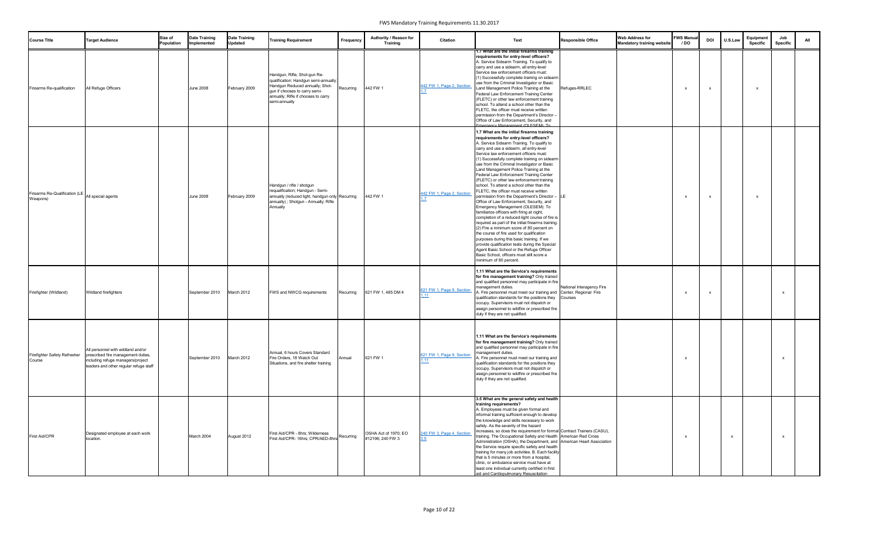| Course Title | Target Audience | Size of Population | Date Training Implemented | Date Training Updated | Training Requirement | Frequency | Authority / Reason for Training | Citation | Text | Responsible Office | Web Address for Mandatory training website | FWS Manual / DO | DOI | U.S.Law | Equipment Specific | Job Specific | All |
|---|---|---|---|---|---|---|---|---|---|---|---|---|---|---|---|---|---|
| Firearms Re-qualification | All Refuge Officers | | June 2008 | February 2009 | Handgun, Rifle, Shot-gun Re-qualification: Handgun semi-annually; Handgun Reduced annually; Shot-gun if chooses to carry semi-annually; Rifle if chooses to carry semi-annually | Recurring | 442 FW 1 | 442 FW 1, Page 2, Section 1.7 | 1.7 What are the initial firearms training requirements for entry-level officers? A. Service Sidearm Training. To qualify to carry and use a sidearm, all entry-level Service law enforcement officers must: (1) Successfully complete training on sidearm use from the Criminal Investigator or Basic Land Management Police Training at the Federal Law Enforcement Training Center (FLETC) or other law enforcement training school. To attend a school other than the FLETC, the officer must receive written permission from the Department's Director – Office of Law Enforcement, Security, and Emergency Management (OLESEM). To | Refuges-RRLEC | | x | x | | x | | |
| Firearms Re-Qualification (LE Weapons) | All special agents | | June 2008 | February 2009 | Handgun / rifle / shotgun requalification; Handgun - Semi-annually (reduced light, handgun only annually) ; Shotgun - Annually; Rifle Annually | Recurring | 442 FW 1 | 442 FW 1, Page 2, Section 1.7 | 1.7 What are the initial firearms training requirements for entry-level officers? A. Service Sidearm Training. To qualify to carry and use a sidearm, all entry-level Service law enforcement officers must: (1) Successfully complete training on sidearm use from the Criminal Investigator or Basic Land Management Police Training at the Federal Law Enforcement Training Center (FLETC) or other law enforcement training school. To attend a school other than the FLETC, the officer must receive written permission from the Department's Director – Office of Law Enforcement, Security, and Emergency Management (OLESEM). To familiarize officers with firing at night, completion of a reduced-light course of fire is required as part of the initial firearms training. (2) Fire a minimum score of 80 percent on the course of fire used for qualification purposes during this basic training. If we provide qualification tests during the Special Agent Basic School or the Refuge Officer Basic School, officers must still score a minimum of 80 percent. | LE | | x | x | | x | | |
| Firefighter (Wildland) | Wildland firefighters | | September 2010 | March 2012 | FWS and NWCG requirements | Recurring | 621 FW 1, 485 DM 4 | 621 FW 1, Page 9, Section 1.11 | 1.11 What are the Service's requirements for fire management training? Only trained and qualified personnel may participate in fire management duties. A. Fire personnel must meet our training and qualification standards for the positions they occupy. Supervisors must not dispatch or assign personnel to wildfire or prescribed fire duty if they are not qualified. | National Interagency Fire Center, Regional Fire Courses | | x | x | | | x | |
| Firefighter Safety Refresher Course | All personnel with wildland and/or prescribed fire management duties, including refuge managers/project leaders and other regular refuge staff | | September 2010 | March 2012 | Annual, 6 hours Covers Standard Fire Orders, 18 Watch Out Situations, and fire shelter training | Annual | 621 FW 1 | 621 FW 1, Page 9, Section 1.11 | 1.11 What are the Service's requirements for fire management training? Only trained and qualified personnel may participate in fire management duties. A. Fire personnel must meet our training and qualification standards for the positions they occupy. Supervisors must not dispatch or assign personnel to wildfire or prescribed fire duty if they are not qualified. | | | x | | | | x | |
| First Aid/CPR | Designated employee at each work location. | | March 2004 | August 2012 | First Aid/CPR - 8hrs; Wilderness First Aid/CPR- 16hrs; CPR/AED-8hrs | Recurring | OSHA Act of 1970; EO #12196; 240 FW 3 | 240 FW 3, Page 4, Section 3.5 | 3.5 What are the general safety and health training requirements? A. Employees must be given formal and informal training sufficient enough to develop the knowledge and skills necessary to work safely. As the severity of the hazard increases, so does the requirement for formal training. The Occupational Safety and Health Administration (OSHA), the Department, and the Service require specific safety and health training for many job activities. B. Each facility that is 5 minutes or more from a hospital, clinic, or ambulance service must have at least one individual currently certified in first aid and Cardiopulmonary Resuscitation | Contract Trainers (CASU), American Red Cross American Heart Association | | x | | x | | x | |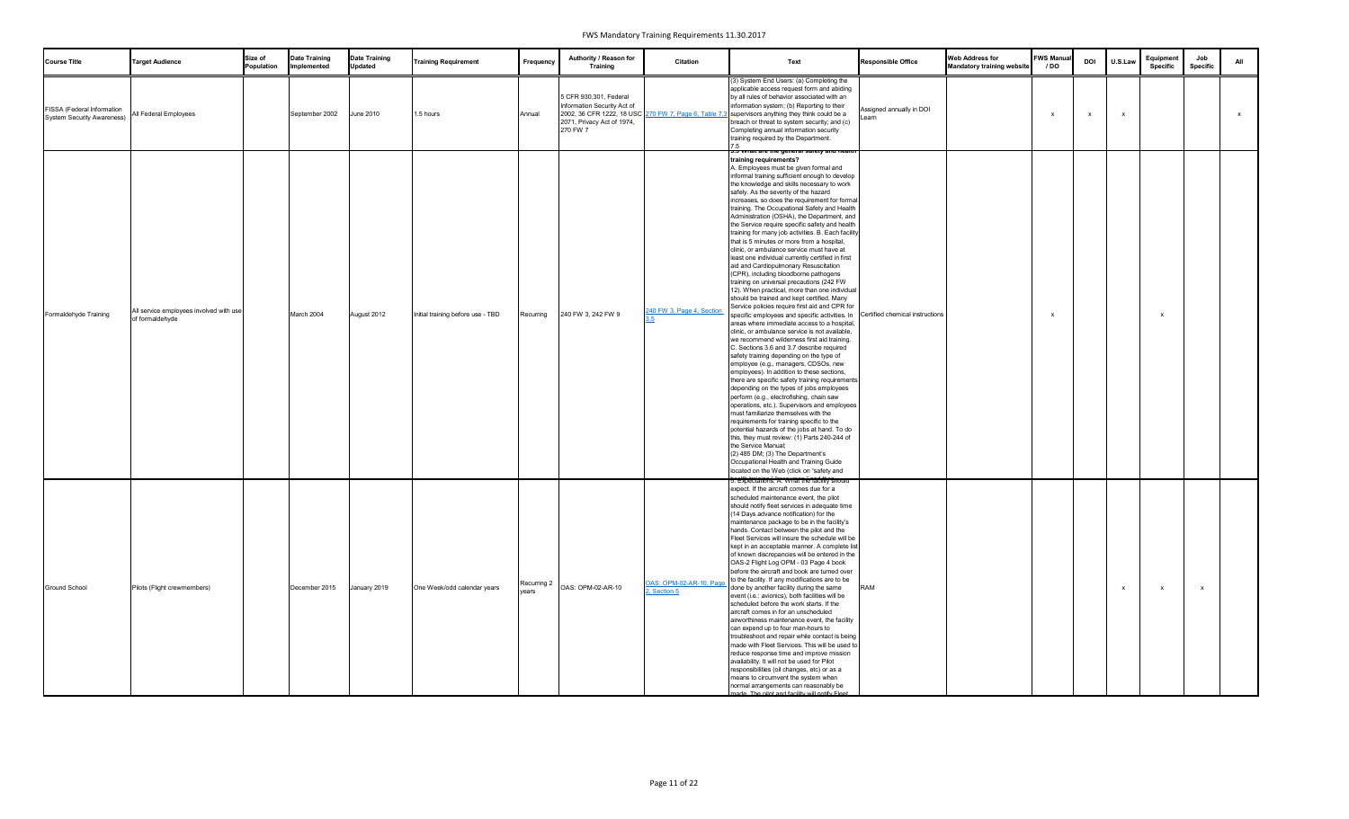| Course Title | Target Audience | Size of Population | Date Training Implemented | Date Training Updated | Training Requirement | Frequency | Authority / Reason for Training | Citation | Text | Responsible Office | Web Address for Mandatory training website | FWS Manual / DO | DOI | U.S.Law | Equipment Specific | Job Specific | All |
|---|---|---|---|---|---|---|---|---|---|---|---|---|---|---|---|---|---|
| FISSA (Federal Information System Security Awareness) | All Federal Employees | | September 2002 | June 2010 | 1.5 hours | Annual | 5 CFR 930.301, Federal Information Security Act of 2002, 36 CFR 1222, 18 USC 2071, Privacy Act of 1974, 270 FW 7 | 270 FW 7, Page 6, Table 7.3 | (3) System End Users: (a) Completing the applicable access request form and abiding by all rules of behavior associated with an information system; (b) Reporting to their supervisors anything they think could be a breach or threat to system security; and (c) Completing annual information security training required by the Department. 7.5 | Assigned annually in DOI Learn | | x | x | x | | | x |
| Formaldehyde Training | All service employees involved with use of formaldehyde | | March 2004 | August 2012 | Initial training before use - TBD | Recurring | 240 FW 3, 242 FW 9 | 240 FW 3, Page 4, Section 3.5 | 3.5 What are the general safety and health training requirements? A. Employees must be given formal and informal training sufficient enough to develop the knowledge and skills necessary to work safely. As the severity of the hazard increases, so does the requirement for formal training. The Occupational Safety and Health Administration (OSHA), the Department, and the Service require specific safety and health training for many job activities. B. Each facility that is 5 minutes or more from a hospital, clinic, or ambulance service must have at least one individual currently certified in first aid and Cardiopulmonary Resuscitation (CPR), including bloodborne pathogens training on universal precautions (242 FW 12). When practical, more than one individual should be trained and kept certified. Many Service policies require first aid and CPR for specific employees and specific activities. In areas where immediate access to a hospital, clinic, or ambulance service is not available, we recommend wilderness first aid training. C. Sections 3.6 and 3.7 describe required safety training depending on the type of employee (e.g., managers, CDSOs, new employees). In addition to these sections, there are specific safety training requirements depending on the types of jobs employees perform (e.g., electrofishing, chain saw operations, etc.). Supervisors and employees must familiarize themselves with the requirements for training specific to the potential hazards of the jobs at hand. To do this, they must review: (1) Parts 240-244 of the Service Manual; (2) 485 DM; (3) The Department's Occupational Health and Training Guide located on the Web (click on "safety and | Certified chemical instructions | | x | | | x | | |
| Ground School | Pilots (Flight crewmembers) | | December 2015 | January 2019 | One Week/odd calendar years | Recurring 2 years | OAS: OPM-02-AR-10 | OAS: OPM-02-AR-10, Page 2, Section 5 | 5. Expectations: A. What the facility should expect. If the aircraft comes due for a scheduled maintenance event, the pilot should notify fleet services in adequate time (14 Days advance notification) for the maintenance package to be in the facility's hands. Contact between the pilot and the Fleet Services will insure the schedule will be kept in an acceptable manner. A complete list of known discrepancies will be entered in the OAS-2 Flight Log OPM - 03 Page 4 book before the aircraft and book are turned over to the facility. If any modifications are to be done by another facility during the same event (i.e.: avionics), both facilities will be scheduled before the work starts. If the aircraft comes in for an unscheduled airworthiness maintenance event, the facility can expend up to four man-hours to troubleshoot and repair while contact is being made with Fleet Services. This will be used to reduce response time and improve mission availability. It will not be used for Pilot responsibilities (oil changes, etc) or as a means to circumvent the system when normal arrangements can reasonably be made. The pilot and facility will notify Fleet | RAM | | | | x | x | x | |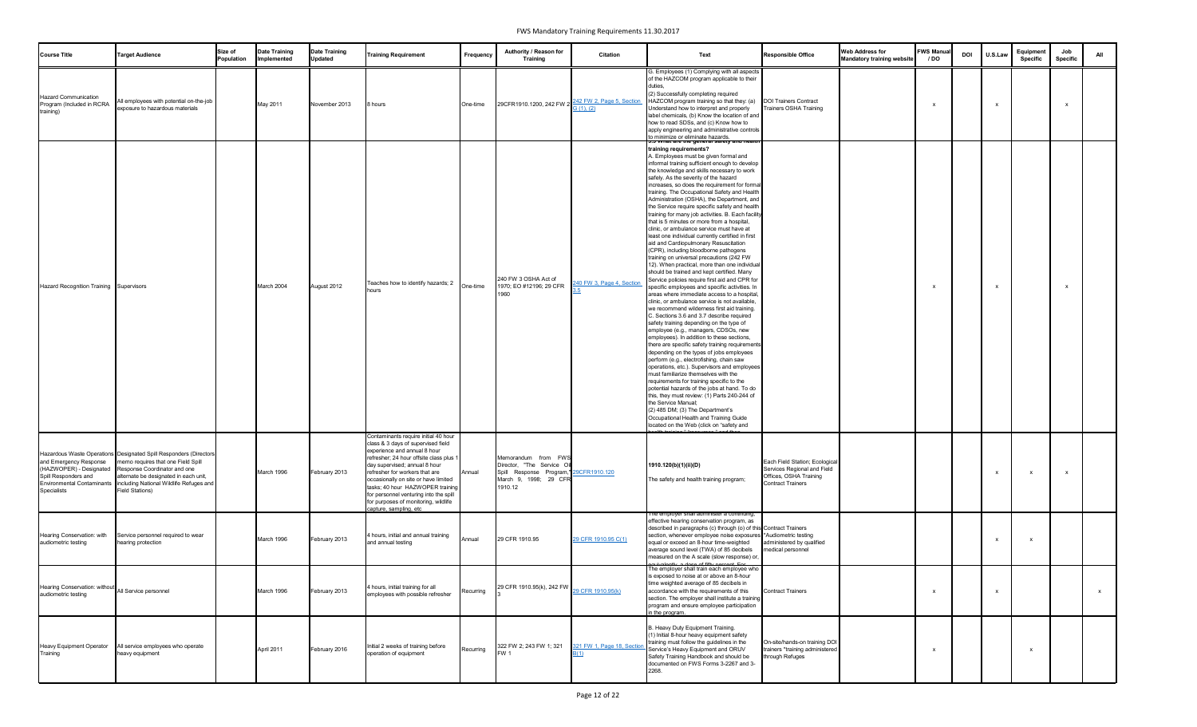| Course Title | Target Audience | Size of Population | Date Training Implemented | Date Training Updated | Training Requirement | Frequency | Authority / Reason for Training | Citation | Text | Responsible Office | Web Address for Mandatory training website | FWS Manual / DO | DOI | U.S.Law | Equipment Specific | Job Specific | All |
|---|---|---|---|---|---|---|---|---|---|---|---|---|---|---|---|---|---|
| Hazard Communication Program (Included in RCRA training) | All employees with potential on-the-job exposure to hazardous materials | | May 2011 | November 2013 | 8 hours | One-time | 29CFR1910.1200, 242 FW 2 | 242 FW 2, Page 5, Section G (1), (2) | G. Employees (1) Complying with all aspects of the HAZCOM program applicable to their duties, (2) Successfully completing required HAZCOM program training so that they: (a) Understand how to interpret and properly label chemicals, (b) Know the location of and how to read SDSs, and (c) Know how to apply engineering and administrative controls to minimize or eliminate hazards. | DOI Trainers Contract Trainers OSHA Training | | x | | x | | x | |
| Hazard Recognition Training | Supervisors | | March 2004 | August 2012 | Teaches how to identify hazards; 2 hours | One-time | 240 FW 3 OSHA Act of 1970; EO #12196; 29 CFR 1960 | 240 FW 3, Page 4, Section 3.5 | 3.5 What are the general safety and health training requirements? A. Employees must be given formal and informal training sufficient enough to develop the knowledge and skills necessary to work safely. As the severity of the hazard increases, so does the requirement for formal training. The Occupational Safety and Health Administration (OSHA), the Department, and the Service require specific safety and health training for many job activities. B. Each facility that is 5 minutes or more from a hospital, clinic, or ambulance service must have at least one individual currently certified in first aid and Cardiopulmonary Resuscitation (CPR), including bloodborne pathogens training on universal precautions (242 FW 12). When practical, more than one individual should be trained and kept certified. Many Service policies require first aid and CPR for specific employees and specific activities. In areas where immediate access to a hospital, clinic, or ambulance service is not available, we recommend wilderness first aid training. C. Sections 3.6 and 3.7 describe required safety training depending on the type of employee (e.g., managers, CDSOs, new employees). In addition to these sections, there are specific safety training requirements depending on the types of jobs employees perform (e.g., electrofishing, chain saw operations, etc.). Supervisors and employees must familiarize themselves with the requirements for training specific to the potential hazards of the jobs at hand. To do this, they must review: (1) Parts 240-244 of the Service Manual; (2) 485 DM; (3) The Department's Occupational Health and Training Guide located on the Web (click on "safety and health training," "resources," and then | | | x | | x | | x | |
| Hazardous Waste Operations and Emergency Response (HAZWOPER) - Designated Spill Responders and Environmental Contaminants Specialists | Designated Spill Responders (Directors memo requires that one Field Spill Response Coordinator and one alternate be designated in each unit, including National Wildlife Refuges and Field Stations) | | March 1996 | February 2013 | Contaminants require initial 40 hour class & 3 days of supervised field experience and annual 8 hour refresher; 24 hour offsite class plus 1 day supervised; annual 8 hour refresher for workers that are occasionally on site or have limited tasks; 40 hour HAZWOPER training for personnel venturing into the spill for purposes of monitoring, wildlife capture, sampling, etc | Annual | Memorandum from FWS Director, "The Service Oil Spill Response Program," March 9, 1998; 29 CFR 1910.12 | 29CFR1910.120 | 1910.120(b)(1)(ii)(D) The safety and health training program; | Each Field Station; Ecological Services Regional and Field Offices, OSHA Training Contract Trainers | | | | x | x | x | |
| Hearing Conservation: with audiometric testing | Service personnel required to wear hearing protection | | March 1996 | February 2013 | 4 hours, initial and annual training and annual testing | Annual | 29 CFR 1910.95 | 29 CFR 1910.95 C(1) | The employer shall administer a continuing, effective hearing conservation program, as described in paragraphs (c) through (o) of this section, whenever employee noise exposures equal or exceed an 8-hour time-weighted average sound level (TWA) of 85 decibels measured on the A scale (slow response) or, equivalently, a dose of fifty percent. For | Contract Trainers *Audiometric testing administered by qualified medical personnel | | | | x | x | | |
| Hearing Conservation: without audiometric testing | All Service personnel | | March 1996 | February 2013 | 4 hours, initial training for all employees with possible refresher | Recurring | 29 CFR 1910.95(k), 242 FW 3 | 29 CFR 1910.95(k) | The employer shall train each employee who is exposed to noise at or above an 8-hour time weighted average of 85 decibels in accordance with the requirements of this section. The employer shall institute a training program and ensure employee participation in the program. | Contract Trainers | | x | | x | | | x |
| Heavy Equipment Operator Training | All service employees who operate heavy equipment | | April 2011 | February 2016 | Initial 2 weeks of training before operation of equipment | Recurring | 322 FW 2; 243 FW 1; 321 FW 1 | 321 FW 1, Page 18, Section B(1) | B. Heavy Duty Equipment Training. (1) Initial 8-hour heavy equipment safety training must follow the guidelines in the Service's Heavy Equipment and ORUV Safety Training Handbook and should be documented on FWS Forms 3-2267 and 3-2268. | On-site/hands-on training DOI trainers *training administered through Refuges | | x | | | x | | |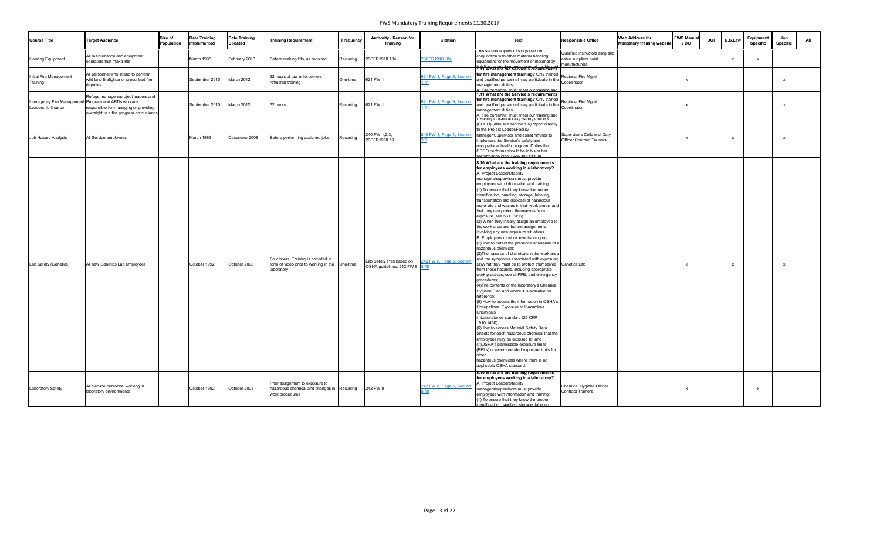# FWS Mandatory Training Requirements 11.30.2017

| Course Title | Target Audience | Size of Population | Date Training Implemented | Date Training Updated | Training Requirement | Frequency | Authority / Reason for Training | Citation | Text | Responsible Office | Web Address for Mandatory training website | FWS Manual / DO | DOI | U.S.Law | Equipment Specific | Job Specific | All |
|---|---|---|---|---|---|---|---|---|---|---|---|---|---|---|---|---|---|
| Hoisting Equipment | All maintenance and equipment operators that make lifts | | March 1996 | February 2013 | Before making lifts, as required | Recurring | 29CFR1910.184 | 29CFR1910.184 | This section applies to slings used in conjunction with other material handling equipment for the movement of material by hoisting, in employments covered by this part | Qualified instructors sling and cable suppliers hoist manufacturers | | | | x | x | | |
| Initial Fire Management Training | All personnel who intend to perform wild land firefighter or prescribed fire deputies | | September 2010 | March 2012 | 32 hours of law enforcement refresher training | One-time | 621 FW 1 | 621 FW 1, Page 9, Section 1.11 | 1.11 What are the Service's requirements for fire management training? Only trained and qualified personnel may participate in fire management duties. A. Fire personnel must meet our training and | Regional Fire Mgmt Coordinator | | x | | | | x | |
| Interagency Fire Management Leadership Course | Refuge managers/project leaders and Program and ARDs who are responsible for managing or providing oversight to a fire program on our lands | | September 2010 | March 2012 | 32 hours | Recurring | 621 FW 1 | 621 FW 1, Page 9, Section 1.11 | 1.11 What are the Service's requirements for fire management training? Only trained and qualified personnel may participate in fire management duties. A. Fire personnel must meet our training and | Regional Fire Mgmt Coordinator | | x | | | | x | |
| Job Hazard Analysis | All Service employees | | March 1992 | December 2008 | Before performing assigned jobs | Recurring | 240 FW 1,2,3, 29CFR1960.59 | 240 FW 1, Page 4, Section 3.5 | I. Facility Collateral Duty Safety Officers (CDSO) (also see section 1.6) report directly to the Project Leader/Facility Manager/Supervisor and assist him/her to implement the Service's safety and occupational health program. Duties the CDSO performs should be in his or her performance plan. (See 485 DM 28 | Supervisors Collateral Duty Officer Contract Trainers | | x | | x | | x | |
| Lab Safety (Genetics) | All new Genetics Lab employees | | October 1992 | October 2008 | Four hours. Training is provided in form of video prior to working in the laboratory | One-time | Lab Safety Plan based on OSHA guidelines, 242 FW 8 | 242 FW 8, Page 5, Section 8.10 | 8.10 What are the training requirements for employees working in a laboratory? A. Project Leaders/facility managers/supervisors must provide employees with information and training: (1) To ensure that they know the proper identification, handling, storage, labeling, transportation and disposal of hazardous materials and wastes in their work areas, and that they can protect themselves from exposure (see 561 FW 6). (2) When they initially assign an employee to the work area and before assignments involving any new exposure situations. B. Employees must receive training on: (1)How to detect the presence or release of a hazardous chemical; (2)The hazards of chemicals in the work area and the symptoms associated with exposure; (3)What they must do to protect themselves from these hazards, including appropriate work practices, use of PPE, and emergency procedures; (4)The contents of the laboratory's Chemical Hygiene Plan and where it is available for reference; (5) How to access the information in OSHA's Occupational Exposure to Hazardous Chemicals in Laboratories standard (29 CFR 1910.1450); (6)How to access Material Safety Data Sheets for each hazardous chemical that the employees may be exposed to; and (7)OSHA's permissible exposure limits (PELs) or recommended exposure limits for other hazardous chemicals where there is no applicable OSHA standard. | Genetics Lab | | x | | x | | x | |
| Laboratory Safety | All Service personnel working in laboratory environments | | October 1992 | October 2008 | Prior assignment to exposure to hazardous chemical and changes in work procedures | Recurring | 242 FW 8 | 242 FW 8, Page 5, Section 8.10 | 8.10 What are the training requirements for employees working in a laboratory? A. Project Leaders/facility managers/supervisors must provide employees with information and training: (1) To ensure that they know the proper identification, handling, storage, labeling | Chemical Hygiene Officer Contract Trainers | | x | | | x | | |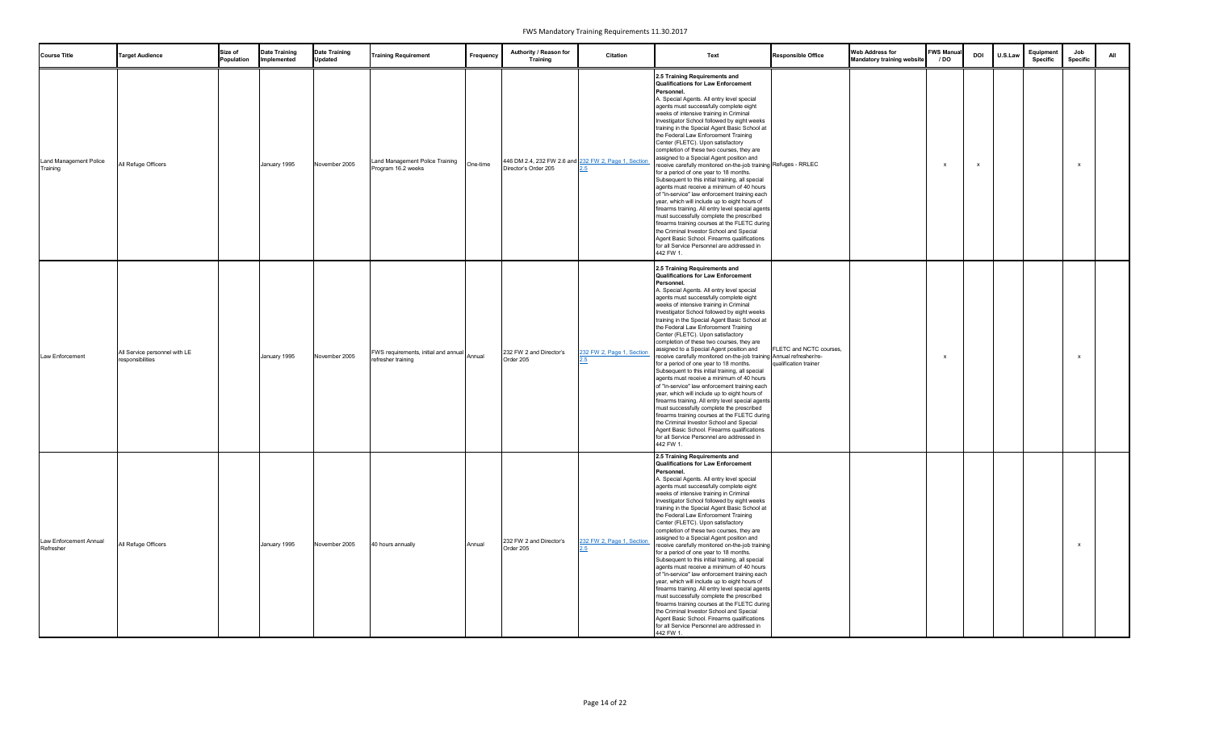| Course Title | Target Audience | Size of Population | Date Training Implemented | Date Training Updated | Training Requirement | Frequency | Authority / Reason for Training | Citation | Text | Responsible Office | Web Address for Mandatory training website | FWS Manual / DO | DOI | U.S.Law | Equipment Specific | Job Specific | All |
|---|---|---|---|---|---|---|---|---|---|---|---|---|---|---|---|---|---|
| Land Management Police Training | All Refuge Officers | | January 1995 | November 2005 | Land Management Police Training Program 16.2 weeks | One-time | 446 DM 2.4, 232 FW 2.6 and Director's Order 205 | 232 FW 2, Page 1, Section 2.5 | **2.5 Training Requirements and Qualifications for Law Enforcement Personnel.** A. Special Agents. All entry level special agents must successfully complete eight weeks of intensive training in Criminal Investigator School followed by eight weeks training in the Special Agent Basic School at the Federal Law Enforcement Training Center (FLETC). Upon satisfactory completion of these two courses, they are assigned to a Special Agent position and receive carefully monitored on-the-job training for a period of one year to 18 months. Subsequent to this initial training, all special agents must receive a minimum of 40 hours of "in-service" law enforcement training each year, which will include up to eight hours of firearms training. All entry level special agents must successfully complete the prescribed firearms training courses at the FLETC during the Criminal Investor School and Special Agent Basic School. Firearms qualifications for all Service Personnel are addressed in 442 FW 1. | Refuges - RRLEC | | x | x | | | x | |
| Law Enforcement | All Service personnel with LE responsibilities | | January 1995 | November 2005 | FWS requirements, initial and annual refresher training | Annual | 232 FW 2 and Director's Order 205 | 232 FW 2, Page 1, Section 2.5 | **2.5 Training Requirements and Qualifications for Law Enforcement Personnel.** A. Special Agents. All entry level special agents must successfully complete eight weeks of intensive training in Criminal Investigator School followed by eight weeks training in the Special Agent Basic School at the Federal Law Enforcement Training Center (FLETC). Upon satisfactory completion of these two courses, they are assigned to a Special Agent position and receive carefully monitored on-the-job training for a period of one year to 18 months. Subsequent to this initial training, all special agents must receive a minimum of 40 hours of "in-service" law enforcement training each year, which will include up to eight hours of firearms training. All entry level special agents must successfully complete the prescribed firearms training courses at the FLETC during the Criminal Investor School and Special Agent Basic School. Firearms qualifications for all Service Personnel are addressed in 442 FW 1. | FLETC and NCTC courses, Annual refresher/re-qualification trainer | | x | | | | x | |
| Law Enforcement Annual Refresher | All Refuge Officers | | January 1995 | November 2005 | 40 hours annually | Annual | 232 FW 2 and Director's Order 205 | 232 FW 2, Page 1, Section 2.5 | **2.5 Training Requirements and Qualifications for Law Enforcement Personnel.** A. Special Agents. All entry level special agents must successfully complete eight weeks of intensive training in Criminal Investigator School followed by eight weeks training in the Special Agent Basic School at the Federal Law Enforcement Training Center (FLETC). Upon satisfactory completion of these two courses, they are assigned to a Special Agent position and receive carefully monitored on-the-job training for a period of one year to 18 months. Subsequent to this initial training, all special agents must receive a minimum of 40 hours of "in-service" law enforcement training each year, which will include up to eight hours of firearms training. All entry level special agents must successfully complete the prescribed firearms training courses at the FLETC during the Criminal Investor School and Special Agent Basic School. Firearms qualifications for all Service Personnel are addressed in 442 FW 1. | | | | | | | x | |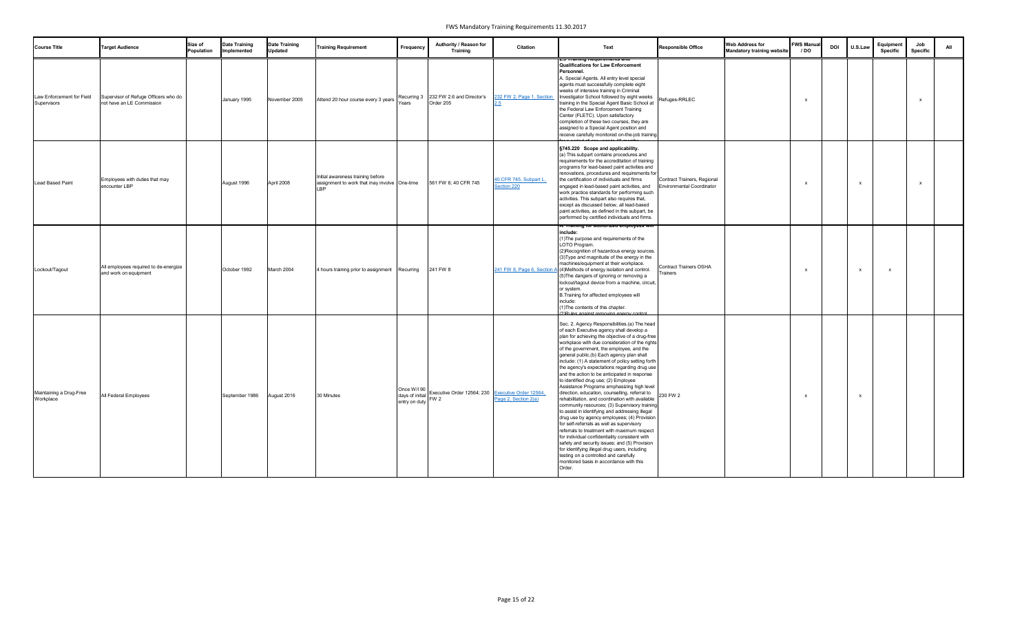| Course Title | Target Audience | Size of Population | Date Training Implemented | Date Training Updated | Training Requirement | Frequency | Authority / Reason for Training | Citation | Text | Responsible Office | Web Address for Mandatory training website | FWS Manual / DO | DOI | U.S.Law | Equipment Specific | Job Specific | All |
|---|---|---|---|---|---|---|---|---|---|---|---|---|---|---|---|---|---|
| Law Enforcement for Field Supervisors | Supervisor of Refuge Officers who do not have an LE Commission | | January 1995 | November 2005 | Attend 20 hour course every 3 years | Recurring 3 Years | 232 FW 2.6 and Director's Order 205 | 232 FW 2, Page 1, Section 2.5 | 2.5 Training Requirements and Qualifications for Law Enforcement Personnel. A. Special Agents. All entry level special agents must successfully complete eight weeks of intensive training in Criminal Investigator School followed by eight weeks training in the Special Agent Basic School at the Federal Law Enforcement Training Center (FLETC). Upon satisfactory completion of these two courses, they are assigned to a Special Agent position and receive carefully monitored on-the-job training | Refuges-RRLEC | | x | | | | x | |
| Lead Based Paint | Employees with duties that may encounter LBP | | August 1996 | April 2008 | Initial awareness training before assignment to work that may involve LBP | One-time | 561 FW 6; 40 CFR 745 | 40 CFR 745, Subpart L, Section 220 | §745.220 Scope and applicability. (a) This subpart contains procedures and requirements for the accreditation of training programs for lead-based paint activities and renovations, procedures and requirements for the certification of individuals and firms engaged in lead-based paint activities, and work practice standards for performing such activities. This subpart also requires that, except as discussed below, all lead-based paint activities, as defined in this subpart, be performed by certified individuals and firms. | Contract Trainers, Regional Environmental Coordinator | | x | | x | | x | |
| Lockout/Tagout | All employees required to de-energize and work on equipment | | October 1992 | March 2004 | 4 hours training prior to assignment | Recurring | 241 FW 8 | 241 FW 8, Page 6, Section A | A. Training for authorized employees will include: (1)The purpose and requirements of the LOTO Program. (2)Recognition of hazardous energy sources. (3)Type and magnitude of the energy in the machines/equipment at their workplace. (4)Methods of energy isolation and control. (5)The dangers of ignoring or removing a lockout/tagout device from a machine, circuit, or system. B.Training for affected employees will include: (1)The contents of this chapter. (2)Rules against removing energy control | Contract Trainers OSHA Trainers | | x | | x | x | | |
| Maintaining a Drug-Free Workplace | All Federal Employees | | September 1986 | August 2016 | 30 Minutes | Once W/I 90 days of initial entry on duty | Executive Order 12564; 230 FW 2 | Executive Order 12564, Page 2, Section 2(a) | Sec. 2. Agency Responsibilities.(a) The head of each Executive agency shall develop a plan for achieving the objective of a drug-free workplace with due consideration of the rights of the government, the employee, and the general public.(b) Each agency plan shall include: (1) A statement of policy setting forth the agency's expectations regarding drug use and the action to be anticipated in response to identified drug use; (2) Employee Assistance Programs emphasizing high level direction, education, counselling, referral to rehabilitation, and coordination with available community resources; (3) Supervisory training to assist in identifying and addressing illegal drug use by agency employees; (4) Provision for self-referrals as well as supervisory referrals to treatment with maximum respect for individual confidentiality consistent with safety and security issues; and (5) Provision for identifying illegal drug users, including testing on a controlled and carefully monitored basis in accordance with this Order. | 230 FW 2 | | x | | x | | | |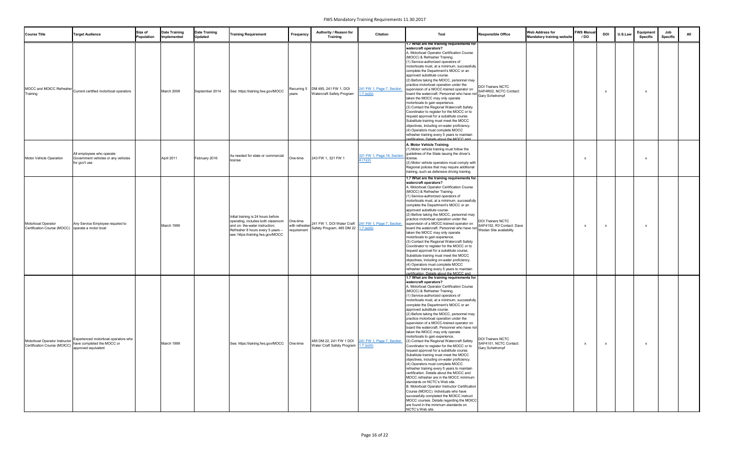| Course Title | Target Audience | Size of Population | Date Training Implemented | Date Training Updated | Training Requirement | Frequency | Authority / Reason for Training | Citation | Text | Responsible Office | Web Address for Mandatory training website | FWS Manual / DO | DOI | U.S.Law | Equipment Specific | Job Specific | All |
|---|---|---|---|---|---|---|---|---|---|---|---|---|---|---|---|---|---|
| MOCC and MOICC Refresher Training | Current certified motorboat operators | | March 2008 | September 2014 | See: https://training.fws.gov/MOCC | Recurring 5 years | DM 485, 241 FW 1, DOI Watercraft Safety Program | 241 FW 1, Page 7, Section 1.7 (a)(b) | **1.7 What are the training requirements for watercraft operators?** A. Motorboat Operator Certification Course (MOCC) & Refresher Training. (1) Service-authorized operators of motorboats must, at a minimum, successfully complete the Department's MOCC or an approved substitute course. (2) Before taking the MOCC, personnel may practice motorboat operation under the supervision of a MOCC-trained operator on board the watercraft. Personnel who have not taken the MOCC may only operate motorboats to gain experience. (3) Contact the Regional Watercraft Safety Coordinator to register for the MOCC or to request approval for a substitute course. Substitute training must meet the MOCC objectives, including on-water proficiency. (4) Operators must complete MOCC refresher training every 5 years to maintain certification. Details about the MOCC and | DOI Trainers NCTC SAF4R02, NCTC Contact: Gary Schetrompf | | | x | | x | | |
| Motor Vehicle Operation | All employees who operate Government vehicles or any vehicles for gov't use | | April 2011 | February 2016 | As needed for state or commercial license | One-time | 243 FW 1, 321 FW 1 | 321 FW 1, Page 18, Section A (1)(2) | **A. Motor Vehicle Training.** (1) Motor vehicle training must follow the guidelines of the State issuing the driver's license. (2) Motor vehicle operators must comply with Regional policies that may require additional training, such as defensive driving training. | | | x | | | x | | |
| Motorboat Operator Certification Course (MOCC) | Any Service Employee required to operate a motor boat | | March 1999 | | Initial training is 24 hours before operating, includes both classroom and on- the-water instruction; Refresher 8 hours every 5 years – see: https://training.fws.gov/MOCC | One-time with refresher requirement | 241 FW 1, DOI Water Craft Safety Program, 485 DM 22 | 241 FW 1, Page 7, Section 1.7 (a)(b) | **1.7 What are the training requirements for watercraft operators?** A. Motorboat Operator Certification Course (MOCC) & Refresher Training. (1) Service-authorized operators of motorboats must, at a minimum, successfully complete the Department's MOCC or an approved substitute course. (2) Before taking the MOCC, personnel may practice motorboat operation under the supervision of a MOCC-trained operator on board the watercraft. Personnel who have not taken the MOCC may only operate motorboats to gain experience. (3) Contact the Regional Watercraft Safety Coordinator to register for the MOCC or to request approval for a substitute course. Substitute training must meet the MOCC objectives, including on-water proficiency. (4) Operators must complete MOCC refresher training every 5 years to maintain certification. Details about the MOCC and | DOI Trainers NCTC SAF4102, R3 Contact: Dave Wedan Site availability | | x | x | | x | | |
| Motorboat Operator Instructor Certification Course (MOICC) | Experienced motorboat operators who have completed the MOCC or approved equivalent | | March 1999 | | See: https://training.fws.gov/MOCC | One-time | 485 DM 22, 241 FW 1 DOI Water Craft Safety Program | 241 FW 1, Page 7, Section 1.7 (a)(b) | **1.7 What are the training requirements for watercraft operators?** A. Motorboat Operator Certification Course (MOCC) & Refresher Training. (1) Service-authorized operators of motorboats must, at a minimum, successfully complete the Department's MOCC or an approved substitute course. (2) Before taking the MOCC, personnel may practice motorboat operation under the supervision of a MOCC-trained operator on board the watercraft. Personnel who have not taken the MOCC may only operate motorboats to gain experience. (3) Contact the Regional Watercraft Safety Coordinator to register for the MOCC or to request approval for a substitute course. Substitute training must meet the MOCC objectives, including on-water proficiency. (4) Operators must complete MOCC refresher training every 5 years to maintain certification. Details about the MOCC and MOCC refresher are in the MOCC minimum standards on NCTC's Web site. B. Motorboat Operator Instructor Certification Course (MOICC). Individuals who have successfully completed the MOICC instruct MOCC courses. Details regarding the MOICC are found in the minimum standards on NCTC's Web site. | DOI Trainers NCTC SAF4101, NCTC Contact: Gary Schetrompf | | x | x | | x | | |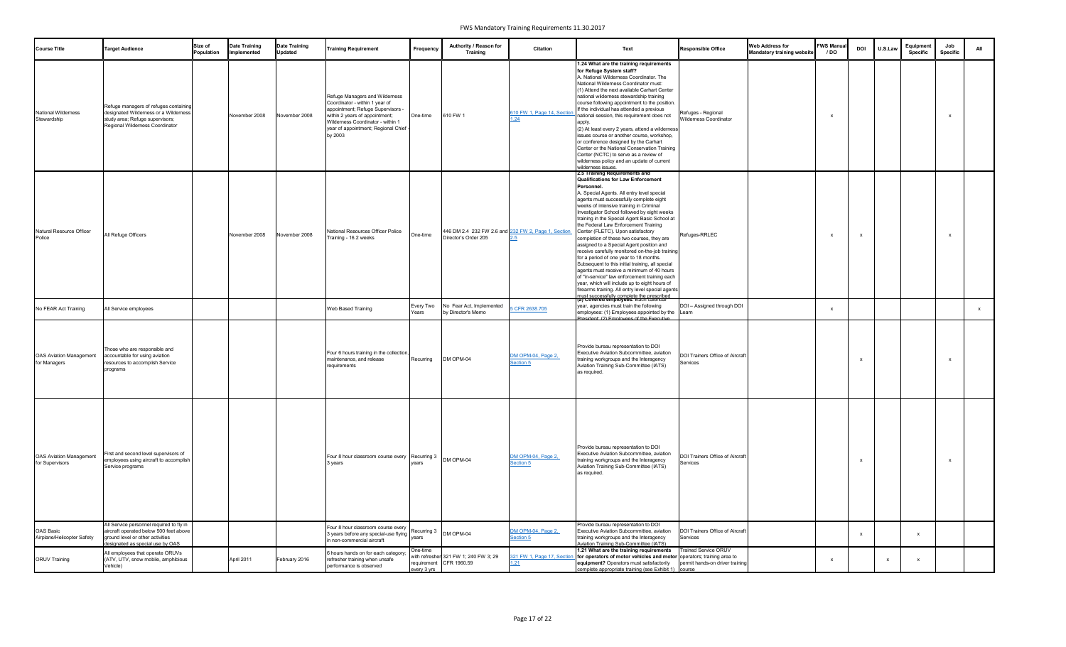| Course Title | Target Audience | Size of Population | Date Training Implemented | Date Training Updated | Training Requirement | Frequency | Authority / Reason for Training | Citation | Text | Responsible Office | Web Address for Mandatory training website | FWS Manual / DO | DOI | U.S.Law | Equipment Specific | Job Specific | All |
|---|---|---|---|---|---|---|---|---|---|---|---|---|---|---|---|---|---|
| National Wilderness Stewardship | Refuge managers of refuges containing designated Wilderness or a Wilderness study area; Refuge supervisors; Regional Wilderness Coordinator | | November 2008 | November 2008 | Refuge Managers and Wilderness Coordinator - within 1 year of appointment; Refuge Supervisors - within 2 years of appointment; Wilderness Coordinator - within 1 year of appointment; Regional Chief - by 2003 | One-time | 610 FW 1 | 610 FW 1, Page 14, Section 1.24 | **1.24 What are the training requirements for Refuge System staff?** A. National Wilderness Coordinator. The National Wilderness Coordinator must: (1) Attend the next available Carhart Center national wilderness stewardship training course following appointment to the position. If the individual has attended a previous national session, this requirement does not apply. (2) At least every 2 years, attend a wilderness issues course or another course, workshop, or conference designed by the Carhart Center or the National Conservation Training Center (NCTC) to serve as a review of wilderness policy and an update of current wilderness issues. | Refuges - Regional Wilderness Coordinator | | x | | | | x | |
| Natural Resource Officer Police | All Refuge Officers | | November 2008 | November 2008 | National Resources Officer Police Training - 16.2 weeks | One-time | 446 DM 2.4 232 FW 2.6 and Director's Order 205 | 232 FW 2, Page 1, Section 2.5 | **2.5 Training Requirements and Qualifications for Law Enforcement Personnel.** A. Special Agents. All entry level special agents must successfully complete eight weeks of intensive training in Criminal Investigator School followed by eight weeks training in the Special Agent Basic School at the Federal Law Enforcement Training Center (FLETC). Upon satisfactory completion of these two courses, they are assigned to a Special Agent position and receive carefully monitored on-the-job training for a period of one year to 18 months. Subsequent to this initial training, all special agents must receive a minimum of 40 hours of "in-service" law enforcement training each year, which will include up to eight hours of firearms training. All entry level special agents must successfully complete the prescribed | Refuges-RRLEC | | x | x | | | x | |
| No FEAR Act Training | All Service employees | | | | Web Based Training | Every Two Years | No Fear Act, Implemented by Director's Memo | 5 CFR 2638.705 | **(a) Covered employees.** Each calendar year, agencies must train the following employees: (1) Employees appointed by the President; (2) Employees of the Executive | DOI – Assigned through DOI Learn | | x | | | | | x |
| OAS Aviation Management for Managers | Those who are responsible and accountable for using aviation resources to accomplish Service programs | | | | Four 6 hours training in the collection, maintenance, and release requirements | Recurring | DM OPM-04 | DM OPM-04, Page 2, Section 5 | Provide bureau representation to DOI Executive Aviation Subcommittee, aviation training workgroups and the Interagency Aviation Training Sub-Committee (IATS) as required. | DOI Trainers Office of Aircraft Services | | | x | | | x | |
| OAS Aviation Management for Supervisors | First and second level supervisors of employees using aircraft to accomplish Service programs | | | | Four 8 hour classroom course every 3 years | Recurring 3 years | DM OPM-04 | DM OPM-04, Page 2, Section 5 | Provide bureau representation to DOI Executive Aviation Subcommittee, aviation training workgroups and the Interagency Aviation Training Sub-Committee (IATS) as required. | DOI Trainers Office of Aircraft Services | | | x | | | x | |
| OAS Basic Airplane/Helicopter Safety | All Service personnel required to fly in aircraft operated below 500 feet above ground level or other activities designated as special use by OAS | | | | Four 8 hour classroom course every 3 years before any special-use flying in non-commercial aircraft | Recurring 3 years | DM OPM-04 | DM OPM-04, Page 2, Section 5 | Provide bureau representation to DOI Executive Aviation Subcommittee, aviation training workgroups and the Interagency Aviation Training Sub-Committee (IATS) | DOI Trainers Office of Aircraft Services | | | x | | x | | |
| ORUV Training | All employees that operate ORUVs (ATV, UTV, snow mobile, amphibious Vehicle) | | April 2011 | February 2016 | 6 hours hands on for each category; refresher training when unsafe performance is observed | One-time with refresher requirement every 3 yrs | 321 FW 1; 240 FW 3; 29 CFR 1960.59 | 321 FW 1, Page 17, Section 1.21 | **1.21 What are the training requirements for operators of motor vehicles and motor equipment?** Operators must satisfactorily complete appropriate training (see Exhibit 1) | Trained Service ORUV operators; training area to permit hands-on driver training course | | x | | x | x | | |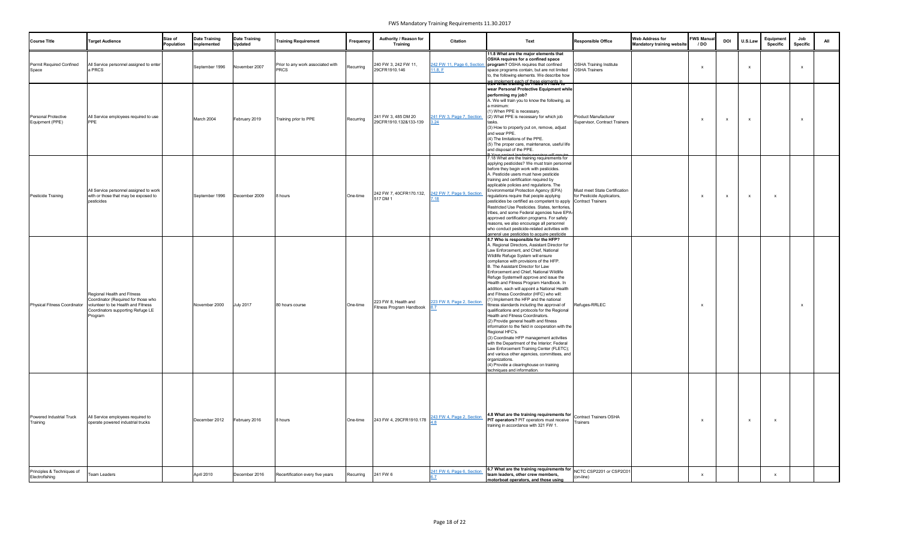| Course Title | Target Audience | Size of Population | Date Training Implemented | Date Training Updated | Training Requirement | Frequency | Authority / Reason for Training | Citation | Text | Responsible Office | Web Address for Mandatory training website | FWS Manual / DO | DOI | U.S.Law | Equipment Specific | Job Specific | All |
|---|---|---|---|---|---|---|---|---|---|---|---|---|---|---|---|---|---|
| Permit Required Confined Space | All Service personnel assigned to enter a PRCS | | September 1996 | November 2007 | Prior to any work associated with PRCS | Recurring | 240 FW 3, 242 FW 11, 29CFR1910.146 | 242 FW 11, Page 6, Section 11.8, F | **11.8 What are the major elements that OSHA requires for a confined space program?** OSHA requires that confined space programs contain, but are not limited to, the following elements. We describe how we implement each of these elements in | OSHA Training Institute OSHA Trainers | | x | | x | | x | |
| Personal Protective Equipment (PPE) | All Service employees required to use PPE | | March 2004 | February 2019 | Training prior to PPE | Recurring | 241 FW 3, 485 DM 20 29CFR1910.132&133-139 | 241 FW 3, Page 7, Section 3.24 | **wear Personal Protective Equipment while performing my job?** A. We will train you to know the following, as a minimum: (1) When PPE is necessary. (2) What PPE is necessary for which job tasks. (3) How to properly put on, remove, adjust and wear PPE. (4) The limitations of the PPE. (5) The proper care, maintenance, useful life and disposal of the PPE. | Product Manufacturer Supervisor, Contract Trainers | | x | x | x | | x | |
| Pesticide Training | All Service personnel assigned to work with or those that may be exposed to pesticides | | September 1996 | December 2009 | 8 hours | One-time | 242 FW 7, 40CFR170.132, 517 DM 1 | 242 FW 7, Page 9, Section 7.18 | 7.18 What are the training requirements for applying pesticides? We must train personnel before they begin work with pesticides. A. Pesticide users must have pesticide training and certification required by applicable policies and regulations. The Environmental Protection Agency (EPA) regulations require that people applying pesticides be certified as competent to apply Restricted Use Pesticides. States, territories, tribes, and some Federal agencies have EPA-approved certification programs. For safety reasons, we also encourage all personnel who conduct pesticide-related activities with general use pesticides to acquire pesticide | Must meet State Certification for Pesticide Applicators, Contract Trainers | | x | x | x | x | | |
| Physical Fitness Coordinator | Regional Health and Fitness Coordinator (Required for those who volunteer to be Health and Fitness Coordinators supporting Refuge LE Program | | November 2000 | July 2017 | 80 hours course | One-time | 223 FW 8, Health and Fitness Program Handbook | 223 FW 8, Page 2, Section 8.7 | **8.7 Who is responsible for the HFP?** A. Regional Directors, Assistant Director for Law Enforcement, and Chief, National Wildlife Refuge System will ensure compliance with provisions of the HFP. B. The Assistant Director for Law Enforcement and Chief, National Wildlife Refuge Systemwill approve and issue the Health and Fitness Program Handbook. In addition, each will appoint a National Health and Fitness Coordinator (HFC) who will: (1) Implement the HFP and the national fitness standards including the approval of qualifications and protocols for the Regional Health and Fitness Coordinators. (2) Provide general health and fitness information to the field in cooperation with the Regional HFC's. (3) Coordinate HFP management activities with the Department of the Interior; Federal Law Enforcement Training Center (FLETC); and various other agencies, committees, and organizations. (4) Provide a clearinghouse on training techniques and information. | Refuges-RRLEC | | x | | | | x | |
| Powered Industrial Truck Training | All Service employees required to operate powered industrial trucks | | December 2012 | February 2016 | 8 hours | One-time | 243 FW 4, 29CFR1910.178 | 243 FW 4, Page 2, Section 4.8 | **4.8 What are the training requirements for PIT operators?** PIT operators must receive training in accordance with 321 FW 1. | Contract Trainers OSHA Trainers | | x | | x | x | | |
| Principles & Techniques of Electrofishing | Team Leaders | | April 2010 | December 2016 | Recertification every five years | Recurring | 241 FW 6 | 241 FW 6, Page 6, Section 6.7 | **6.7 What are the training requirements for team leaders, other crew members, motorboat operators, and those using** | NCTC CSP2201 or CSP2C01 (on-line) | | x | | | x | | |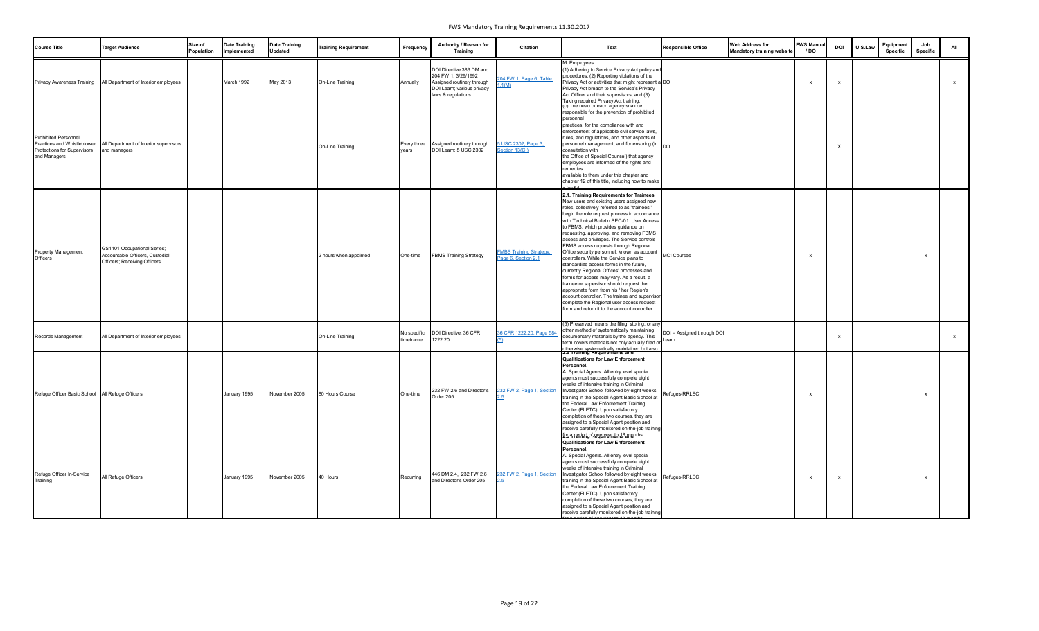| Course Title | Target Audience | Size of Population | Date Training Implemented | Date Training Updated | Training Requirement | Frequency | Authority / Reason for Training | Citation | Text | Responsible Office | Web Address for Mandatory training website | FWS Manual / DO | DOI | U.S.Law | Equipment Specific | Job Specific | All |
|---|---|---|---|---|---|---|---|---|---|---|---|---|---|---|---|---|---|
| Privacy Awareness Training | All Department of Interior employees | | March 1992 | May 2013 | On-Line Training | Annually | DOI Directive 383 DM and 204 FW 1, 3/29/1992 Assigned routinely through DOI Learn; various privacy laws & regulations | 204 FW 1, Page 6, Table 1.1(M) | M. Employees (1) Adhering to Service Privacy Act policy and procedures, (2) Reporting violations of the Privacy Act or activities that might represent a Privacy Act breach to the Service's Privacy Act Officer and their supervisors, and (3) Taking required Privacy Act training. | DOI | | x | x | | | | x |
| Prohibited Personnel Practices and Whistleblower Protections for Supervisors and Managers | All Department of Interior supervisors and managers | | | | On-Line Training | Every three years | Assigned routinely through DOI Learn; 5 USC 2302 | 5 USC 2302, Page 3, Section 13(C ) | (c) The head of each agency shall be responsible for the prevention of prohibited personnel practices, for the compliance with and enforcement of applicable civil service laws, rules, and regulations, and other aspects of personnel management, and for ensuring (in consultation with the Office of Special Counsel) that agency employees are informed of the rights and remedies available to them under this chapter and chapter 12 of this title, including how to make a lawful | DOI | | | X | | | | |
| Property Management Officers | GS1101 Occupational Series; Accountable Officers, Custodial Officers; Receiving Officers | | | | 2 hours when appointed | One-time | FBMS Training Strategy | FMBS Training Strategy, Page 6, Section 2.1 | **2.1. Training Requirements for Trainees** New users and existing users assigned new roles, collectively referred to as "trainees," begin the role request process in accordance with Technical Bulletin SEC-01: User Access to FBMS, which provides guidance on requesting, approving, and removing FBMS access and privileges. The Service controls FBMS access requests through Regional Office security personnel, known as account controllers. While the Service plans to standardize access forms in the future, currently Regional Offices' processes and forms for access may vary. As a result, a trainee or supervisor should request the appropriate form from his / her Region's account controller. The trainee and supervisor complete the Regional user access request form and return it to the account controller. | MCI Courses | | x | | | | x | |
| Records Management | All Department of Interior employees | | | | On-Line Training | No specific timeframe | DOI Directive; 36 CFR 1222.20 | 36 CFR 1222.20, Page 584 (5) | (5) Preserved means the filing, storing, or any other method of systematically maintaining documentary materials by the agency. This term covers materials not only actually filed or otherwise systematically maintained but also | DOI – Assigned through DOI Learn | | | x | | | | x |
| Refuge Officer Basic School | All Refuge Officers | | January 1995 | November 2005 | 80 Hours Course | One-time | 232 FW 2.6 and Director's Order 205 | 232 FW 2, Page 1, Section 2.5 | **2.5 Training Requirements and Qualifications for Law Enforcement Personnel.** A. Special Agents. All entry level special agents must successfully complete eight weeks of intensive training in Criminal Investigator School followed by eight weeks training in the Special Agent Basic School at the Federal Law Enforcement Training Center (FLETC). Upon satisfactory completion of these two courses, they are assigned to a Special Agent position and receive carefully monitored on-the-job training for a period of one year to 18 months | Refuges-RRLEC | | x | | | | x | |
| Refuge Officer In-Service Training | All Refuge Officers | | January 1995 | November 2005 | 40 Hours | Recurring | 446 DM 2.4, 232 FW 2.6 and Director's Order 205 | 232 FW 2, Page 1, Section 2.5 | **2.5 Training Requirements and Qualifications for Law Enforcement Personnel.** A. Special Agents. All entry level special agents must successfully complete eight weeks of intensive training in Criminal Investigator School followed by eight weeks training in the Special Agent Basic School at the Federal Law Enforcement Training Center (FLETC). Upon satisfactory completion of these two courses, they are assigned to a Special Agent position and receive carefully monitored on-the-job training for a period of one year to 18 months | Refuges-RRLEC | | x | x | | | x | |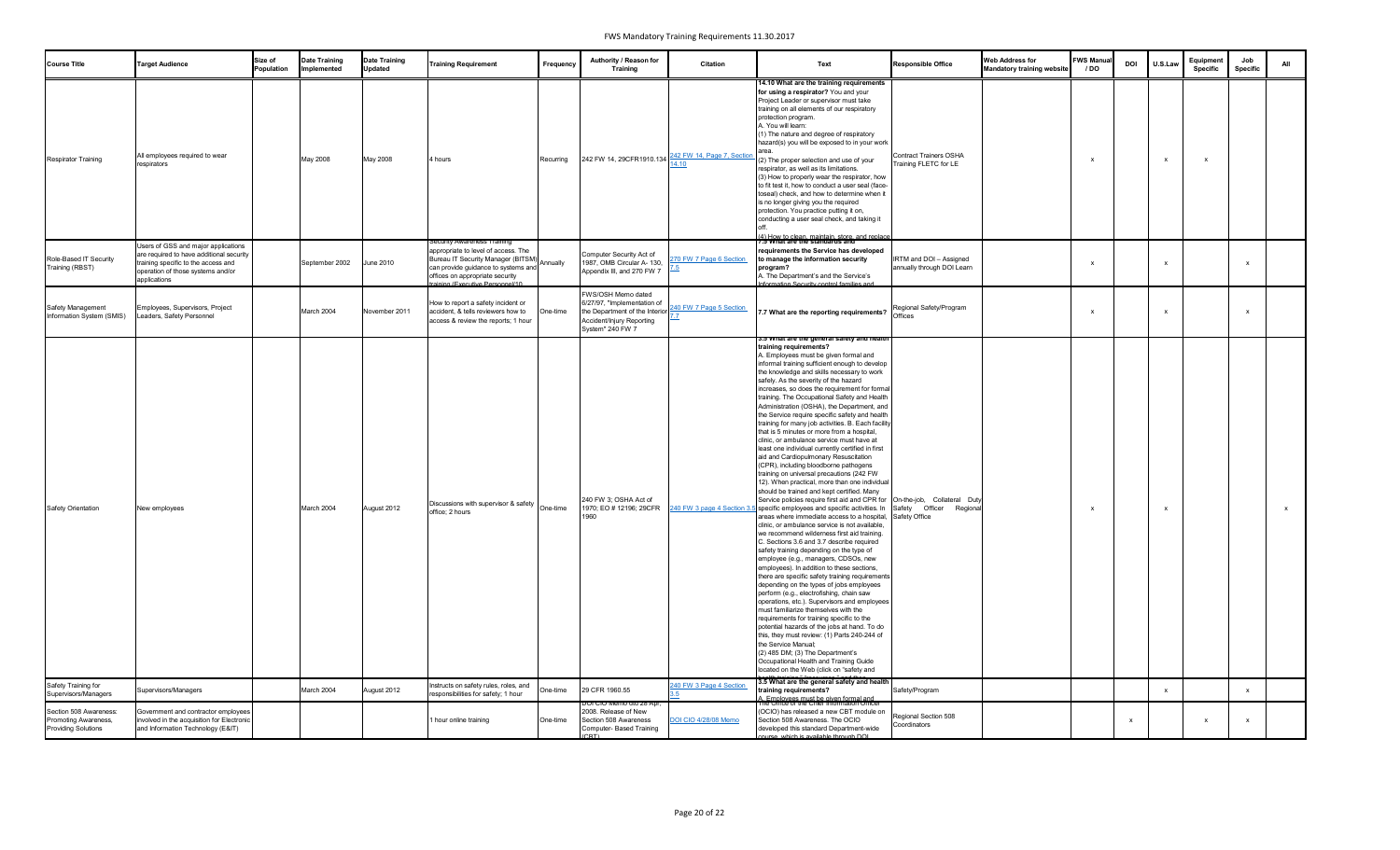| Course Title | Target Audience | Size of Population | Date Training Implemented | Date Training Updated | Training Requirement | Frequency | Authority / Reason for Training | Citation | Text | Responsible Office | Web Address for Mandatory training website | FWS Manual / DO | DOI | U.S.Law | Equipment Specific | Job Specific | All |
|---|---|---|---|---|---|---|---|---|---|---|---|---|---|---|---|---|---|
| Respirator Training | All employees required to wear respirators | | May 2008 | May 2008 | 4 hours | Recurring | 242 FW 14, 29CFR1910.134 | 242 FW 14, Page 7, Section 14.10 | **14.10 What are the training requirements for using a respirator?** You and your Project Leader or supervisor must take training on all elements of our respiratory protection program. A. You will learn: (1) The nature and degree of respiratory hazard(s) you will be exposed to in your work area. (2) The proper selection and use of your respirator, as well as its limitations. (3) How to properly wear the respirator, how to fit test it, how to conduct a user seal (face-toseal) check, and how to determine when it is no longer giving you the required protection. You practice putting it on, conducting a user seal check, and taking it off. (4) How to clean, maintain, store, and replace | Contract Trainers OSHA Training FLETC for LE | | x | | x | x | | |
| Role-Based IT Security Training (RBST) | Users of GSS and major applications are required to have additional security training specific to the access and operation of those systems and/or applications | | September 2002 | June 2010 | Security Awareness Training appropriate to level of access. The Bureau IT Security Manager (BITSM) can provide guidance to systems and offices on appropriate security training (Executive Personnel)10 | Annually | Computer Security Act of 1987, OMB Circular A- 130, Appendix III, and 270 FW 7 | 270 FW 7 Page 6 Section 7.5 | **7.5 What are the standards and requirements the Service has developed to manage the information security program?** A. The Department's and the Service's Information Security control families and | IRTM and DOI – Assigned annually through DOI Learn | | x | | x | | x | |
| Safety Management Information System (SMIS) | Employees, Supervisors, Project Leaders, Safety Personnel | | March 2004 | November 2011 | How to report a safety incident or accident, & tells reviewers how to access & review the reports; 1 hour | One-time | FWS/OSH Memo dated 6/27/97, "Implementation of the Department of the Interior Accident/Injury Reporting System" 240 FW 7 | 240 FW 7 Page 5 Section 7.7 | **7.7 What are the reporting requirements?** | Regional Safety/Program Offices | | x | | x | | x | |
| Safety Orientation | New employees | | March 2004 | August 2012 | Discussions with supervisor & safety office; 2 hours | One-time | 240 FW 3; OSHA Act of 1970; EO # 12196; 29CFR 1960 | 240 FW 3 page 4 Section 3.5 | **3.5 What are the general safety and health training requirements?** A. Employees must be given formal and informal training sufficient enough to develop the knowledge and skills necessary to work safely. As the severity of the hazard increases, so does the requirement for formal training. The Occupational Safety and Health Administration (OSHA), the Department, and the Service require specific safety and health training for many job activities. B. Each facility that is 5 minutes or more from a hospital, clinic, or ambulance service must have at least one individual currently certified in first aid and Cardiopulmonary Resuscitation (CPR), including bloodborne pathogens training on universal precautions (242 FW 12). When practical, more than one individual should be trained and kept certified. Many Service policies require first aid and CPR for specific employees and specific activities. In areas where immediate access to a hospital, clinic, or ambulance service is not available, we recommend wilderness first aid training. C. Sections 3.6 and 3.7 describe required safety training depending on the type of employee (e.g., managers, CDSOs, new employees). In addition to these sections, there are specific safety training requirements depending on the types of jobs employees perform (e.g., electrofishing, chain saw operations, etc.). Supervisors and employees must familiarize themselves with the requirements for training specific to the potential hazards of the jobs at hand. To do this, they must review: (1) Parts 240-244 of the Service Manual; (2) 485 DM; (3) The Department's Occupational Health and Training Guide located on the Web (click on "safety and | On-the-job, Collateral Duty Safety Officer Regional Safety Office | | x | | x | | | x |
| Safety Training for Supervisors/Managers | Supervisors/Managers | | March 2004 | August 2012 | Instructs on safety rules, roles, and responsibilities for safety; 1 hour | One-time | 29 CFR 1960.55 | 240 FW 3 Page 4 Section 3.5 | **3.5 What are the general safety and health training requirements?** A. Employees must be given formal and | Safety/Program | | | | x | | x | |
| Section 508 Awareness: Promoting Awareness, Providing Solutions | Government and contractor employees involved in the acquisition for Electronic and Information Technology (E&IT) | | | | 1 hour online training | One-time | DOI CIO Memo dtd 28 Apr, 2008. Release of New Section 508 Awareness Computer- Based Training (CBT) | DOI CIO 4/28/08 Memo | The Office of the Chief Information Officer (OCIO) has released a new CBT module on Section 508 Awareness. The OCIO developed this standard Department-wide course, which is available through DOI | Regional Section 508 Coordinators | | | x | | x | x | |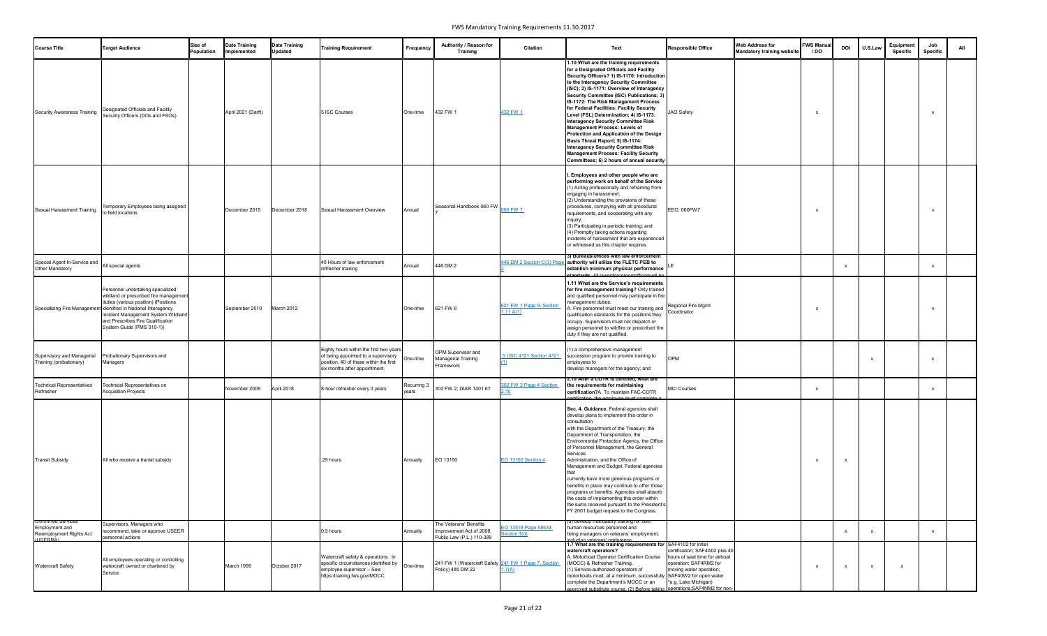| Course Title | Target Audience | Size of Population | Date Training Implemented | Date Training Updated | Training Requirement | Frequency | Authority / Reason for Training | Citation | Text | Responsible Office | Web Address for Mandatory training website | FWS Manual / DO | DOI | U.S.Law | Equipment Specific | Job Specific | All |
|---|---|---|---|---|---|---|---|---|---|---|---|---|---|---|---|---|---|
| Security Awareness Training | Designated Officials and Facility Security Officers (DOs and FSOs) | | April 2021 (Darft) | | 5 ISC Courses | One-time | 432 FW 1 | 432 FW 1 | 1.10 What are the training requirements for a Designated Officials and Facility Security Officers? 1) IS-1170: Introduction to the Interagency Security Committee (ISC); 2) IS-1171: Overview of Interagency Security Committee (ISC) Publications; 3) IS-1172: The Risk Management Process for Federal Facilities: Facility Security Level (FSL) Determination; 4) IS-1173: Interagency Security Committee Risk Management Process: Levels of Protection and Application of the Design Basis Threat Report; 5) IS-1174: Interagency Security Committee Risk Management Process: Facility Security Committees; 6) 2 hours of annual security | JAO Safety | | x | | | | x | |
| Sexual Harassment Training | Temporary Employees being assigned to field locations | | December 2015 | December 2018 | Sexual Harassment Overview | Annual | Seasonal Handbook 060 FW 7 | 060 FW 7 | I. Employees and other people who are performing work on behalf of the Service (1) Acting professionally and refraining from engaging in harassment; (2) Understanding the provisions of these procedures, complying with all procedural requirements, and cooperating with any inquiry; (3) Participating in periodic training; and (4) Promptly taking actions regarding incidents of harassment that are experienced or witnessed as this chapter requires. | EEO, 060FW7 | | x | | | | x | |
| Special Agent In-Service and Other Mandatory | All special agents | | | | 40 Hours of law enforcement refresher training | Annual | 446 DM 2 | 446 DM 2 Section C(3) Page 2 | 3) Bureaus/offices with law enforcement authority will utilize the FLETC PEB to establish minimum physical performance standards. All law enforcement officers will be | LE | | | x | | | x | |
| Specializing Fire Management | Personnel undertaking specialized wildland or prescribed fire management duties (various position) (Positions identified in National Interagency Incident Management System Wildland and Prescribes Fire Qualification System Guide (PMS 310-1)) | | September 2010 | March 2012 | | One-time | 621 FW 6 | 621 FW 1 Page 9, Section 1.11 A(1) | 1.11 What are the Service's requirements for fire management training? Only trained and qualified personnel may participate in fire management duties. A. Fire personnel must meet our training and qualification standards for the positions they occupy. Supervisors must not dispatch or assign personnel to wildfire or prescribed fire duty if they are not qualified. | Regional Fire Mgmt Coordinator | | x | | | | x | |
| Supervisory and Managerial Training (probationary) | Probationary Supervisors and Managers | | | | Eighty hours within the first two years of being appointed to a supervisory position, 40 of these within the first six months after appointment. | One-time | OPM Supervisor and Managerial Training Framework | 5 USC 4121 Section 4121 (1) | (1) a comprehensive management succession program to provide training to employees to develop managers for the agency; and | OPM | | | | x | | x | |
| Technical Representatives Refresher | Technical Representatives on Acquisition Projects | | November 2009 | April 2018 | 8-hour refresher every 3 years | Recurring 3 years | 302 FW 2; DIAR 1401.67 | 302 FW 2 Page 4 Section 2.10 | 2.10 After a COTR is certified, what are the requirements for maintaining certification?A. To maintain FAC-COTR certification, the employee must complete a | MCI Courses | | x | | | | x | |
| Transit Subsidy | All who receive a transit subsidy | | | | .25 hours | Annually | EO 13150 | EO 13150 Section 4 | Sec. 4. Guidance. Federal agencies shall develop plans to implement this order in consultation with the Department of the Treasury, the Department of Transportation, the Environmental Protection Agency, the Office of Personnel Management, the General Services Administration, and the Office of Management and Budget. Federal agencies that currently have more generous programs or benefits in place may continue to offer those programs or benefits. Agencies shall absorb the costs of implementing this order within the sums received pursuant to the President's FY 2001 budget request to the Congress. | | | x | x | | | | |
| Uniformed Services Employment and Reemployment Rights Act (USERRA) | Supervisors, Managers who recommend, take or approve USEER personnel actions | | | | 0.5 hours | Annually | The Veterans' Benefits Improvement Act of 2008, Public Law (P.L.) 110-389 | EO 13518 Page 58534 Section 3(d) | (d) develop mandatory training for both human resources personnel and hiring managers on veterans' employment, including veterans' preference | | | | x | x | | x | |
| Watercraft Safety | All employees operating or controlling watercraft owned or chartered by Service | | March 1999 | October 2017 | Watercraft safety & operations. In specific circumstances identified by employee supervisor – See: https:/training.fws.gov/MOCC | One-time | 241 FW 1 (Watercraft Safety Policy) 485 DM 22 | 241 FW 1 Page 7, Section 1.7(A) | 1.7 What are the training requirements for watercraft operators? A. Motorboat Operator Certification Course (MOCC) & Refresher Training. (1) Service-authorized operators of motorboats must, at a minimum, successfully complete the Department's MOCC or an approved substitute course. (2) Before taking | SAF4102 for initial certification; SAF4A02 plus 40 hours of seat time for airboat operation; SAF4RM2 for moving water operation; SAF40W2 for open water *e.g. Lake Michigan) operations;SAF4NM2 for non- | | x | x | x | x | | |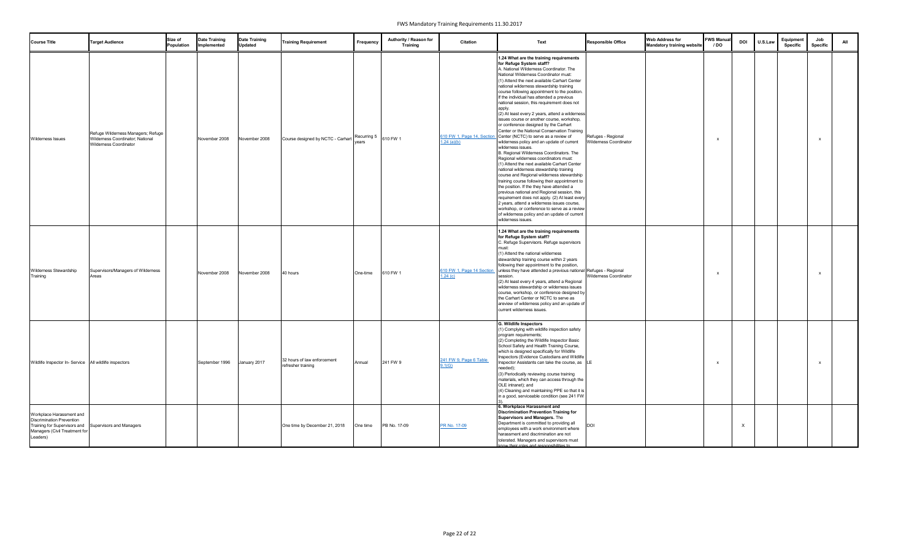| Course Title | Target Audience | Size of Population | Date Training Implemented | Date Training Updated | Training Requirement | Frequency | Authority / Reason for Training | Citation | Text | Responsible Office | Web Address for Mandatory training website | FWS Manual / DO | DOI | U.S.Law | Equipment Specific | Job Specific | All |
|---|---|---|---|---|---|---|---|---|---|---|---|---|---|---|---|---|---|
| Wilderness Issues | Refuge Wilderness Managers; Refuge Wilderness Coordinator; National Wilderness Coordinator | | November 2008 | November 2008 | Course designed by NCTC - Carhart | Recurring 5 years | 610 FW 1 | 610 FW 1, Page 14, Section 1.24 (a)(b) | **1.24 What are the training requirements for Refuge System staff?** A. National Wilderness Coordinator. The National Wilderness Coordinator must: (1) Attend the next available Carhart Center national wilderness stewardship training course following appointment to the position. If the individual has attended a previous national session, this requirement does not apply. (2) At least every 2 years, attend a wilderness issues course or another course, workshop, or conference designed by the Carhart Center or the National Conservation Training Center (NCTC) to serve as a review of wilderness policy and an update of current wilderness issues. B. Regional Wilderness Coordinators. The Regional wilderness coordinators must: (1) Attend the next available Carhart Center national wilderness stewardship training course and Regional wilderness stewardship training course following their appointment to the position. If the they have attended a previous national and Regional session, this requirement does not apply. (2) At least every 2 years, attend a wilderness issues course, workshop, or conference to serve as a review of wilderness policy and an update of current wilderness issues. | Refuges - Regional Wilderness Coordinator | | x | | | | x | |
| Wilderness Stewardship Training | Supervisors/Managers of Wilderness Areas | | November 2008 | November 2008 | 40 hours | One-time | 610 FW 1 | 610 FW 1, Page 14 Section 1.24 (c) | **1.24 What are the training requirements for Refuge System staff?** C. Refuge Supervisors. Refuge supervisors must: (1) Attend the national wilderness stewardship training course within 2 years following their appointment to the position, unless they have attended a previous national session. (2) At least every 4 years, attend a Regional wilderness stewardship or wilderness issues course, workshop, or conference designed by the Carhart Center or NCTC to serve as areview of wilderness policy and an update of current wilderness issues. | Refuges - Regional Wilderness Coordinator | | x | | | | x | |
| Wildlife Inspector In- Service | All wildlife inspectors | | September 1996 | January 2017 | 32 hours of law enforcement refresher training | Annual | 241 FW 9 | 241 FW 9, Page 6 Table 9.1(G) | **G. Wildlife Inspectors** (1) Complying with wildlife inspection safety program requirements; (2) Completing the Wildlife Inspector Basic School Safety and Health Training Course, which is designed specifically for Wildlife Inspectors (Evidence Custodians and Wildlife Inspector Assistants can take the course, as needed); (3) Periodically reviewing course training materials, which they can access through the OLE intranet); and (4) Cleaning and maintaining PPE so that it is in a good, serviceable condition (see 241 FW 3). | LE | | x | | | | x | |
| Workplace Harassment and Discrimination Prevention Training for Supervisors and Managers (Civil Treatment for Leaders) | Supervisors and Managers | | | | One time by December 21, 2018 | One time | PB No. 17-09 | PR No. 17-09 | **6. Workplace Harassment and Discrimination Prevention Training for Supervisors and Managers.** The Department is committed to providing all employees with a work environment where harassment and discrimination are not tolerated. Managers and supervisors must know their roles and responsibilities to | DOI | | | X | | | | |